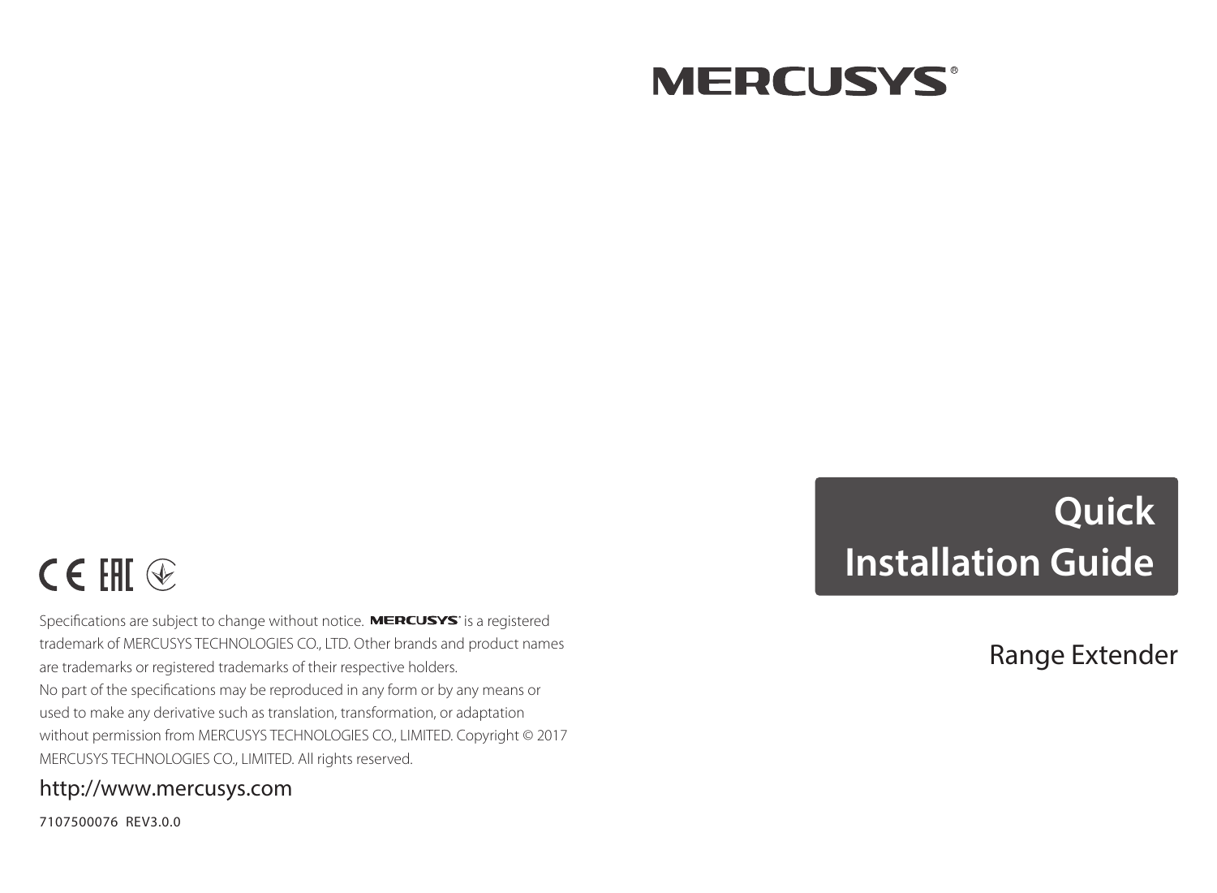MERCUSYS®

# Quick Installation Guide

Range Extender

CE EAC

Specifications are subject to change without notice. MERCUSYS® is a registered trademark of MERCUSYS TECHNOLOGIES CO., LTD. Other brands and product names are trademarks or registered trademarks of their respective holders.
No part of the specifications may be reproduced in any form or by any means or used to make any derivative such as translation, transformation, or adaptation without permission from MERCUSYS TECHNOLOGIES CO., LIMITED. Copyright © 2017 MERCUSYS TECHNOLOGIES CO., LIMITED. All rights reserved.

http://www.mercusys.com

7107500076 REV3.0.0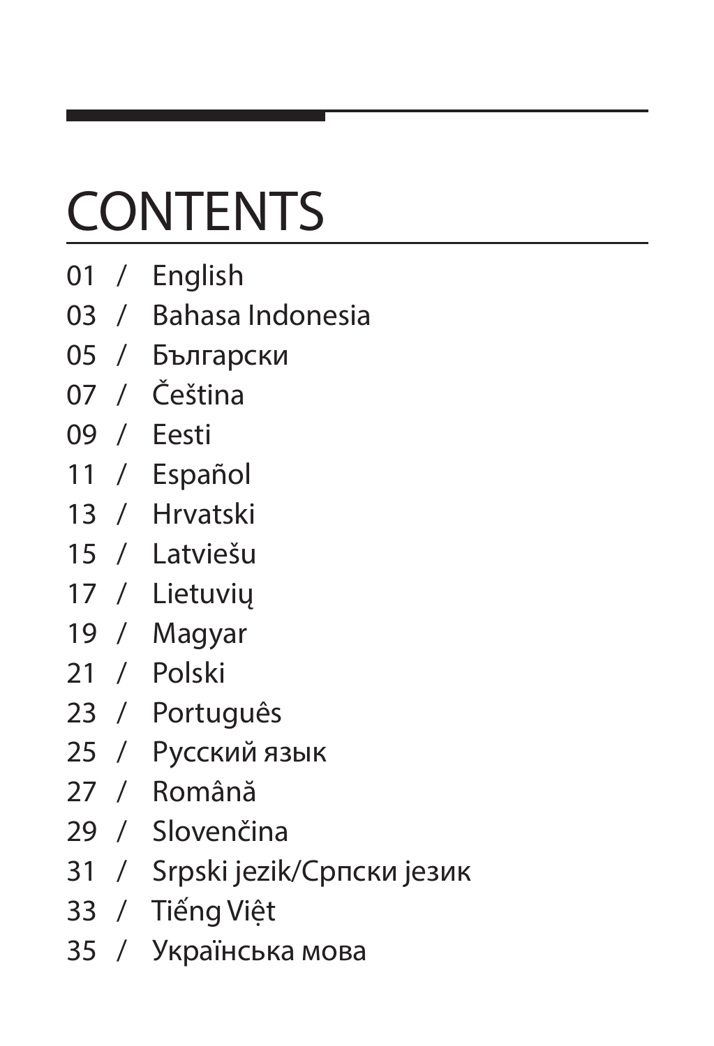# CONTENTS

01 / English

03 / Bahasa Indonesia

05 / Български

07 / Čeština

09 / Eesti

11 / Español

13 / Hrvatski

15 / Latviešu

17 / Lietuvių

19 / Magyar

21 / Polski

23 / Português

25 / Русский язык

27 / Română

29 / Slovenčina

31 / Srpski jezik/Српски језик

33 / Tiếng Việt

35 / Українська мова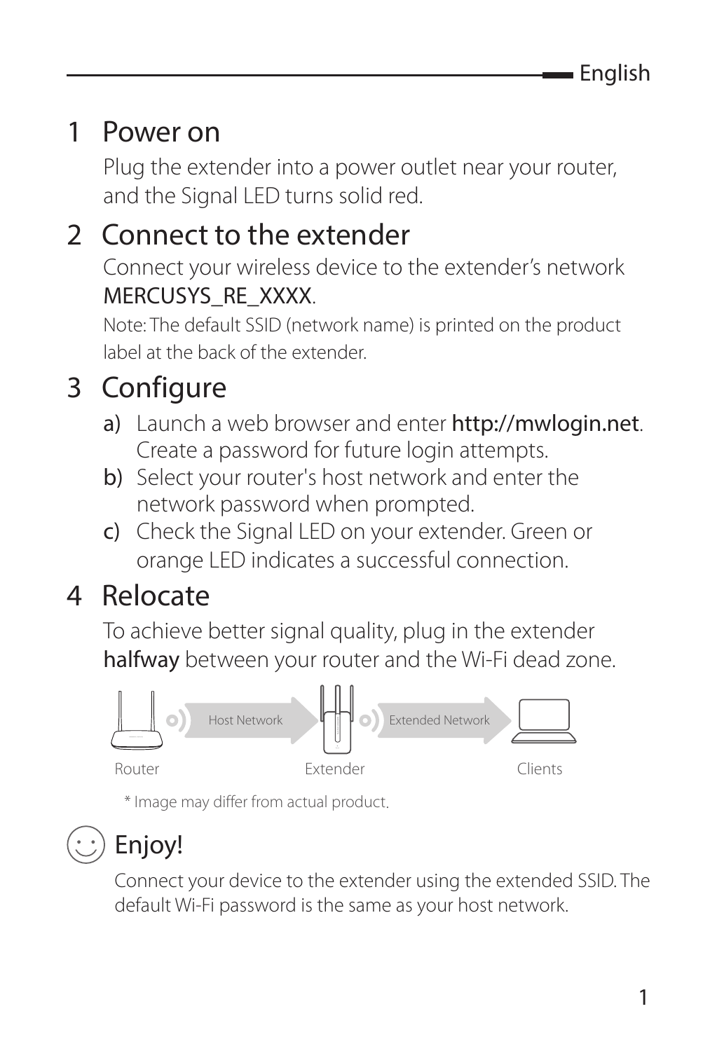## 1 Power on

Plug the extender into a power outlet near your router, and the Signal LED turns solid red.

## 2 Connect to the extender

Connect your wireless device to the extender's network MERCUSYS_RE_XXXX.

Note: The default SSID (network name) is printed on the product label at the back of the extender.

## 3 Configure

a) Launch a web browser and enter **http://mwlogin.net**. Create a password for future login attempts.

b) Select your router's host network and enter the network password when prompted.

c) Check the Signal LED on your extender. Green or orange LED indicates a successful connection.

## 4 Relocate

To achieve better signal quality, plug in the extender **halfway** between your router and the Wi-Fi dead zone.

Router — Host Network — Extender — Extended Network — Clients

\* Image may differ from actual product.

## Enjoy!

Connect your device to the extender using the extended SSID. The default Wi-Fi password is the same as your host network.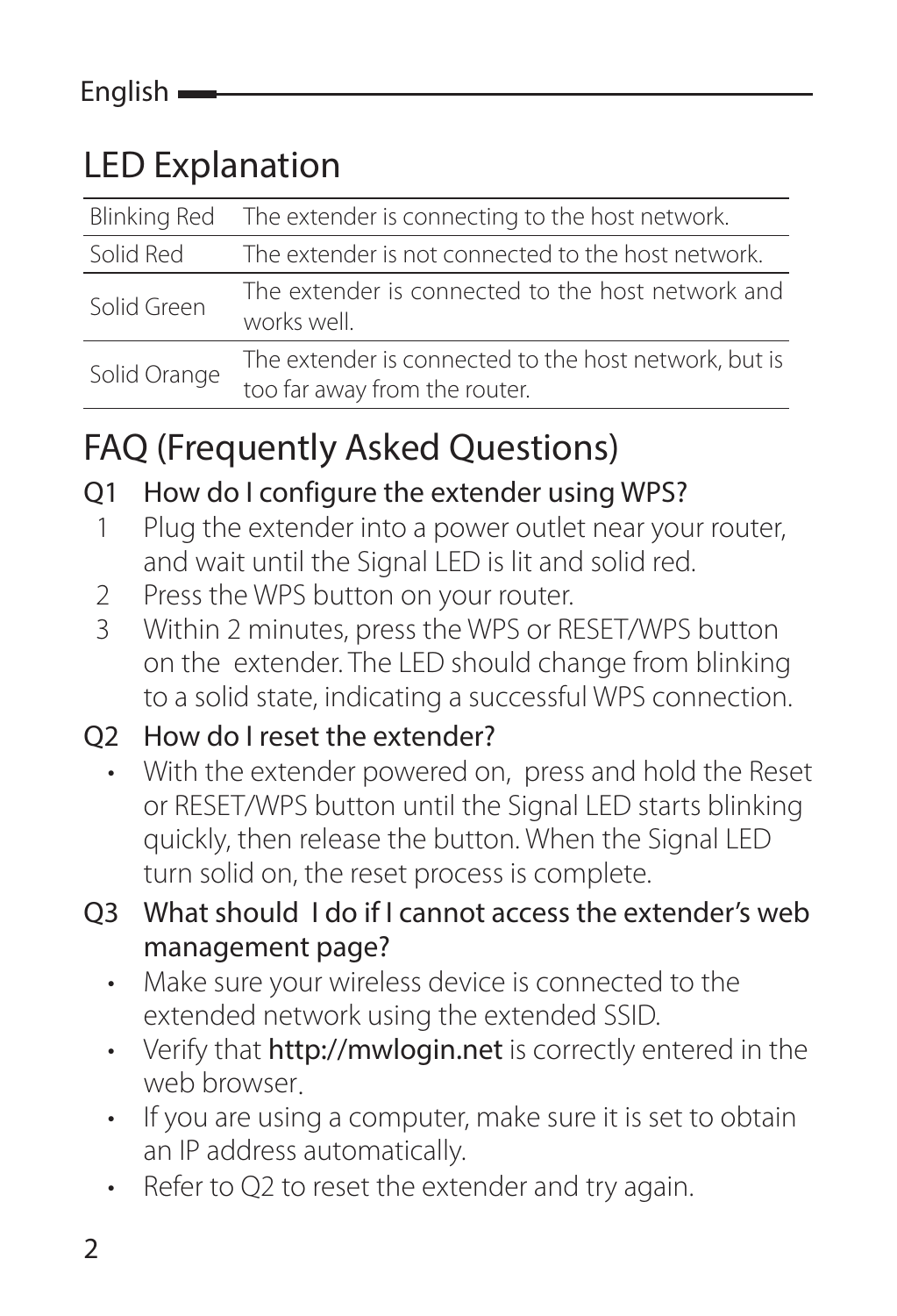English

# LED Explanation

| | |
|---|---|
| Blinking Red | The extender is connecting to the host network. |
| Solid Red | The extender is not connected to the host network. |
| Solid Green | The extender is connected to the host network and works well. |
| Solid Orange | The extender is connected to the host network, but is too far away from the router. |

# FAQ (Frequently Asked Questions)

## Q1 How do I configure the extender using WPS?

1. Plug the extender into a power outlet near your router, and wait until the Signal LED is lit and solid red.
2. Press the WPS button on your router.
3. Within 2 minutes, press the WPS or RESET/WPS button on the extender. The LED should change from blinking to a solid state, indicating a successful WPS connection.

## Q2 How do I reset the extender?

- With the extender powered on, press and hold the Reset or RESET/WPS button until the Signal LED starts blinking quickly, then release the button. When the Signal LED turn solid on, the reset process is complete.

## Q3 What should I do if I cannot access the extender's web management page?

- Make sure your wireless device is connected to the extended network using the extended SSID.
- Verify that **http://mwlogin.net** is correctly entered in the web browser.
- If you are using a computer, make sure it is set to obtain an IP address automatically.
- Refer to Q2 to reset the extender and try again.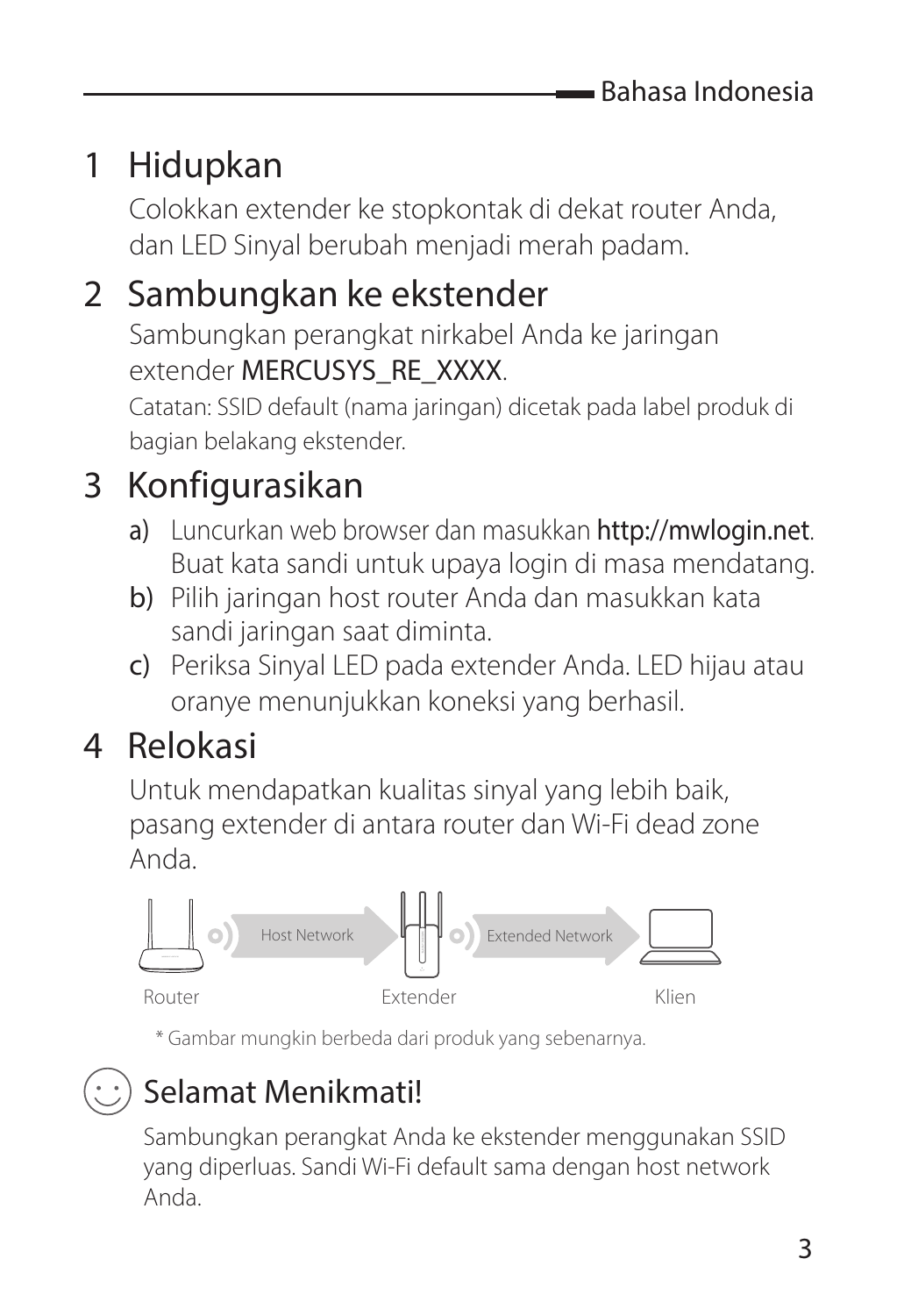## 1 Hidupkan

Colokkan extender ke stopkontak di dekat router Anda, dan LED Sinyal berubah menjadi merah padam.

## 2 Sambungkan ke ekstender

Sambungkan perangkat nirkabel Anda ke jaringan extender MERCUSYS_RE_XXXX.

Catatan: SSID default (nama jaringan) dicetak pada label produk di bagian belakang ekstender.

## 3 Konfigurasikan

a) Luncurkan web browser dan masukkan http://mwlogin.net. Buat kata sandi untuk upaya login di masa mendatang.

b) Pilih jaringan host router Anda dan masukkan kata sandi jaringan saat diminta.

c) Periksa Sinyal LED pada extender Anda. LED hijau atau oranye menunjukkan koneksi yang berhasil.

## 4 Relokasi

Untuk mendapatkan kualitas sinyal yang lebih baik, pasang extender di antara router dan Wi-Fi dead zone Anda.

Host Network — Extended Network

Router — Extender — Klien

* Gambar mungkin berbeda dari produk yang sebenarnya.

## Selamat Menikmati!

Sambungkan perangkat Anda ke ekstender menggunakan SSID yang diperluas. Sandi Wi-Fi default sama dengan host network Anda.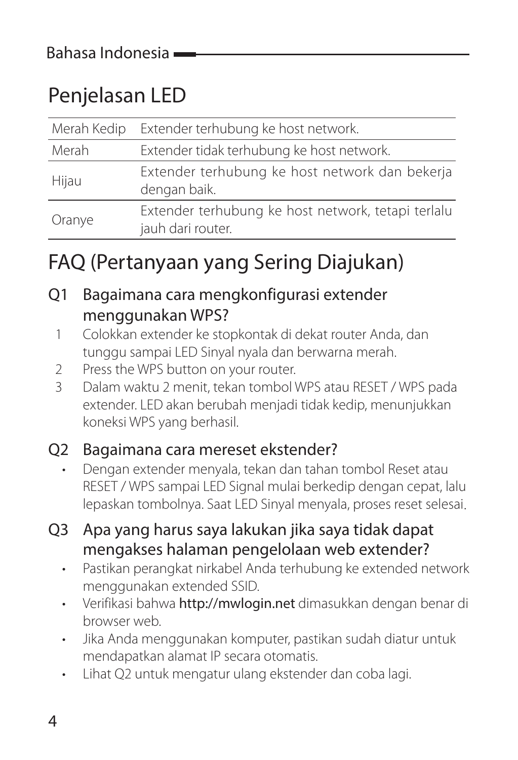## Penjelasan LED

| | |
|---|---|
| Merah Kedip | Extender terhubung ke host network. |
| Merah | Extender tidak terhubung ke host network. |
| Hijau | Extender terhubung ke host network dan bekerja dengan baik. |
| Oranye | Extender terhubung ke host network, tetapi terlalu jauh dari router. |

## FAQ (Pertanyaan yang Sering Diajukan)

### Q1 Bagaimana cara mengkonfigurasi extender menggunakan WPS?

1. Colokkan extender ke stopkontak di dekat router Anda, dan tunggu sampai LED Sinyal nyala dan berwarna merah.
2. Press the WPS button on your router.
3. Dalam waktu 2 menit, tekan tombol WPS atau RESET / WPS pada extender. LED akan berubah menjadi tidak kedip, menunjukkan koneksi WPS yang berhasil.

### Q2 Bagaimana cara mereset ekstender?

- Dengan extender menyala, tekan dan tahan tombol Reset atau RESET / WPS sampai LED Signal mulai berkedip dengan cepat, lalu lepaskan tombolnya. Saat LED Sinyal menyala, proses reset selesai.

### Q3 Apa yang harus saya lakukan jika saya tidak dapat mengakses halaman pengelolaan web extender?

- Pastikan perangkat nirkabel Anda terhubung ke extended network menggunakan extended SSID.
- Verifikasi bahwa **http://mwlogin.net** dimasukkan dengan benar di browser web.
- Jika Anda menggunakan komputer, pastikan sudah diatur untuk mendapatkan alamat IP secara otomatis.
- Lihat Q2 untuk mengatur ulang ekstender dan coba lagi.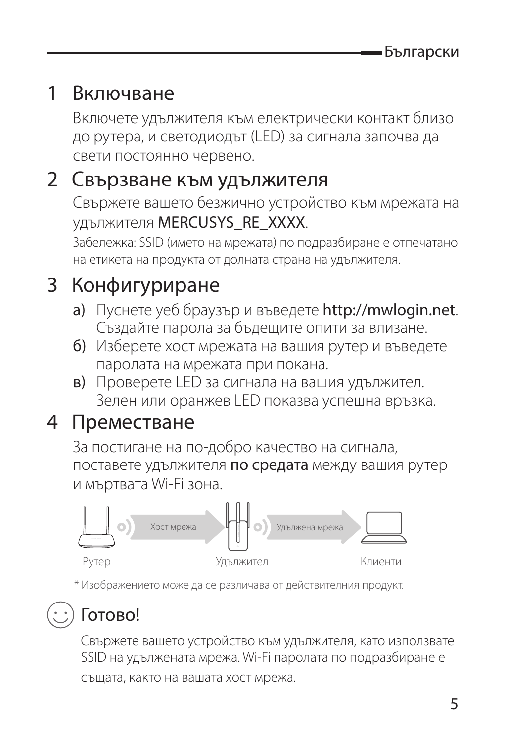## 1 Включване

Включете удължителя към електрически контакт близо до рутера, и светодиодът (LED) за сигнала започва да свети постоянно червено.

## 2 Свързване към удължителя

Свържете вашето безжично устройство към мрежата на удължителя **MERCUSYS_RE_XXXX**.

Забележка: SSID (името на мрежата) по подразбиране е отпечатано на етикета на продукта от долната страна на удължителя.

## 3 Конфигуриране

а) Пуснете уеб браузър и въведете **http://mwlogin.net**. Създайте парола за бъдещите опити за влизане.

б) Изберете хост мрежата на вашия рутер и въведете паролата на мрежата при покана.

в) Проверете LED за сигнала на вашия удължител. Зелен или оранжев LED показва успешна връзка.

## 4 Преместване

За постигане на по-добро качество на сигнала, поставете удължителя **по средата** между вашия рутер и мъртвата Wi-Fi зона.

Хост мрежа — Удължена мрежа

Рутер — Удължител — Клиенти

\* Изображението може да се различава от действителния продукт.

## Готово!

Свържете вашето устройство към удължителя, като използвате SSID на удължената мрежа. Wi-Fi паролата по подразбиране е същата, както на вашата хост мрежа.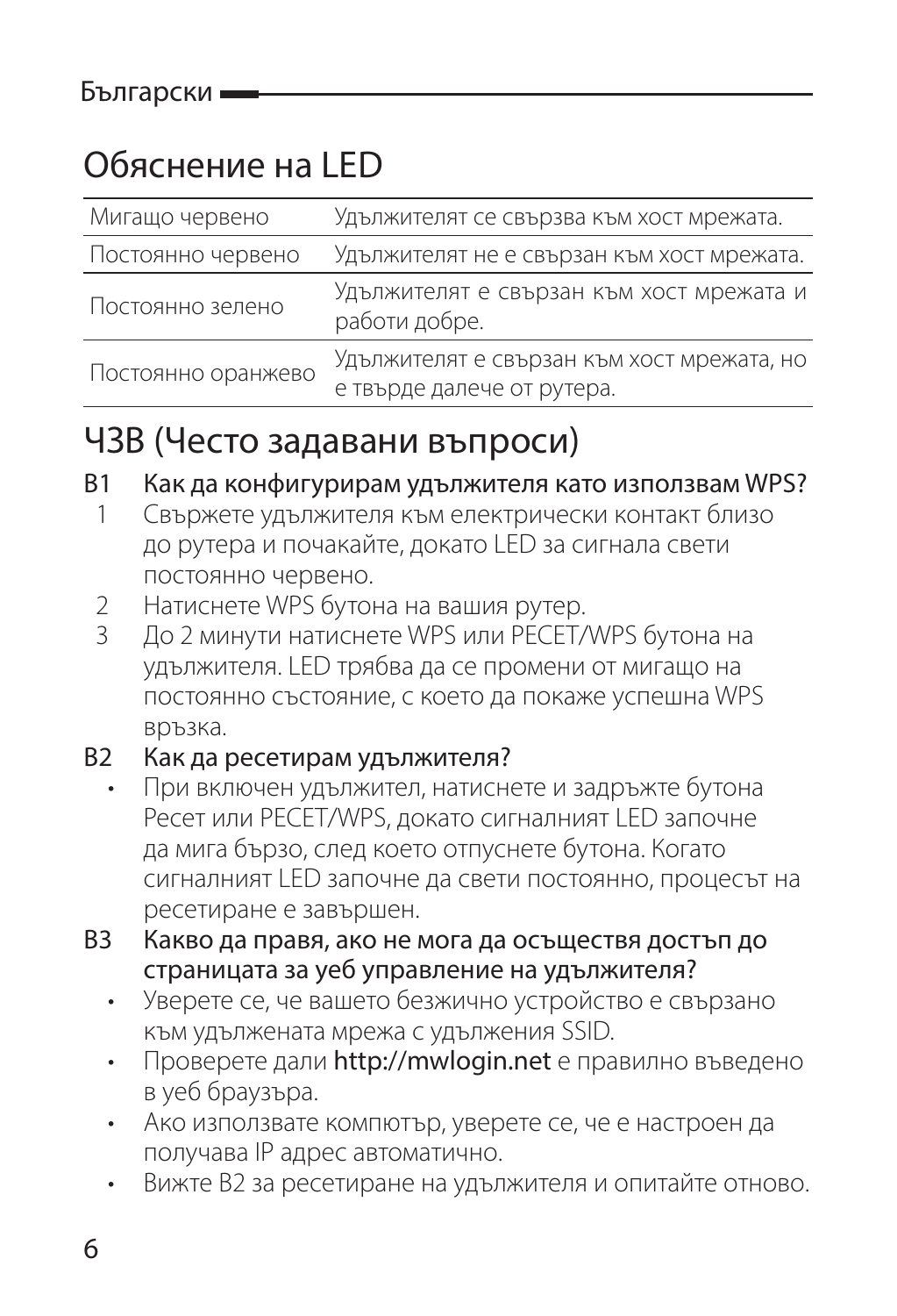## Обяснение на LED

| | |
|---|---|
| Мигащо червено | Удължителят се свързва към хост мрежата. |
| Постоянно червено | Удължителят не е свързан към хост мрежата. |
| Постоянно зелено | Удължителят е свързан към хост мрежата и работи добре. |
| Постоянно оранжево | Удължителят е свързан към хост мрежата, но е твърде далече от рутера. |

## ЧЗВ (Често задавани въпроси)

**В1 Как да конфигурирам удължителя като използвам WPS?**

1. Свържете удължителя към електрически контакт близо до рутера и почакайте, докато LED за сигнала свети постоянно червено.
2. Натиснете WPS бутона на вашия рутер.
3. До 2 минути натиснете WPS или РЕСЕТ/WPS бутона на удължителя. LED трябва да се промени от мигащо на постоянно състояние, с което да покаже успешна WPS връзка.

**В2 Как да ресетирам удължителя?**

- При включен удължител, натиснете и задръжте бутона Ресет или РЕСЕТ/WPS, докато сигналният LED започне да мига бързо, след което отпуснете бутона. Когато сигналният LED започне да свети постоянно, процесът на ресетиране е завършен.

**В3 Какво да правя, ако не мога да осъществя достъп до страницата за уеб управление на удължителя?**

- Уверете се, че вашето безжично устройство е свързано към удължената мрежа с удължения SSID.
- Проверете дали **http://mwlogin.net** е правилно въведено в уеб браузъра.
- Ако използвате компютър, уверете се, че е настроен да получава IP адрес автоматично.
- Вижте В2 за ресетиране на удължителя и опитайте отново.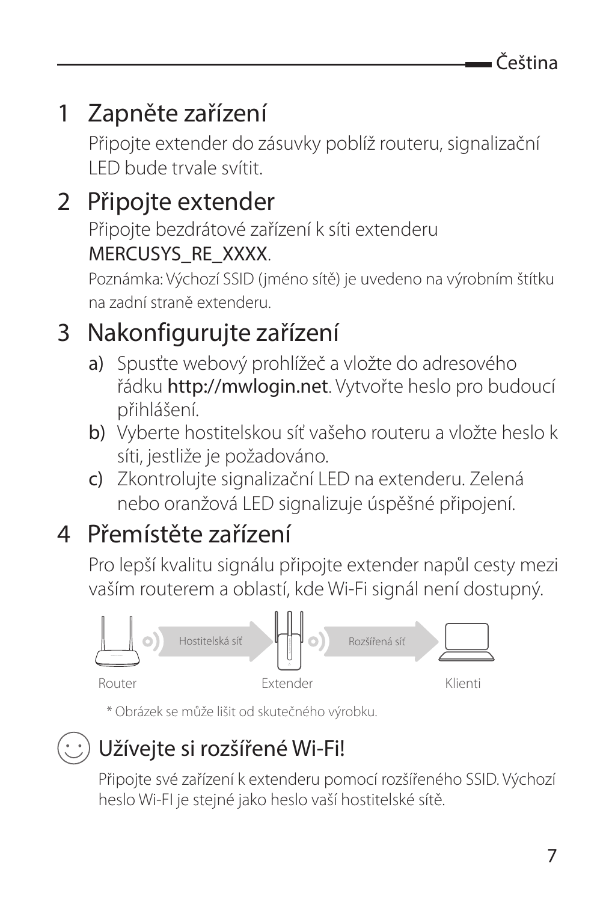## 1 Zapněte zařízení

Připojte extender do zásuvky poblíž routeru, signalizační LED bude trvale svítit.

## 2 Připojte extender

Připojte bezdrátové zařízení k síti extenderu MERCUSYS_RE_XXXX.

Poznámka: Výchozí SSID (jméno sítě) je uvedeno na výrobním štítku na zadní straně extenderu.

## 3 Nakonfigurujte zařízení

a) Spusťte webový prohlížeč a vložte do adresového řádku **http://mwlogin.net**. Vytvořte heslo pro budoucí přihlášení.

b) Vyberte hostitelskou síť vašeho routeru a vložte heslo k síti, jestliže je požadováno.

c) Zkontrolujte signalizační LED na extenderu. Zelená nebo oranžová LED signalizuje úspěšné připojení.

## 4 Přemístěte zařízení

Pro lepší kvalitu signálu připojte extender napůl cesty mezi vaším routerem a oblastí, kde Wi-Fi signál není dostupný.

Hostitelská síť · Rozšířená síť

Router · Extender · Klienti

\* Obrázek se může lišit od skutečného výrobku.

## Užívejte si rozšířené Wi-Fi!

Připojte své zařízení k extenderu pomocí rozšířeného SSID. Výchozí heslo Wi-FI je stejné jako heslo vaší hostitelské sítě.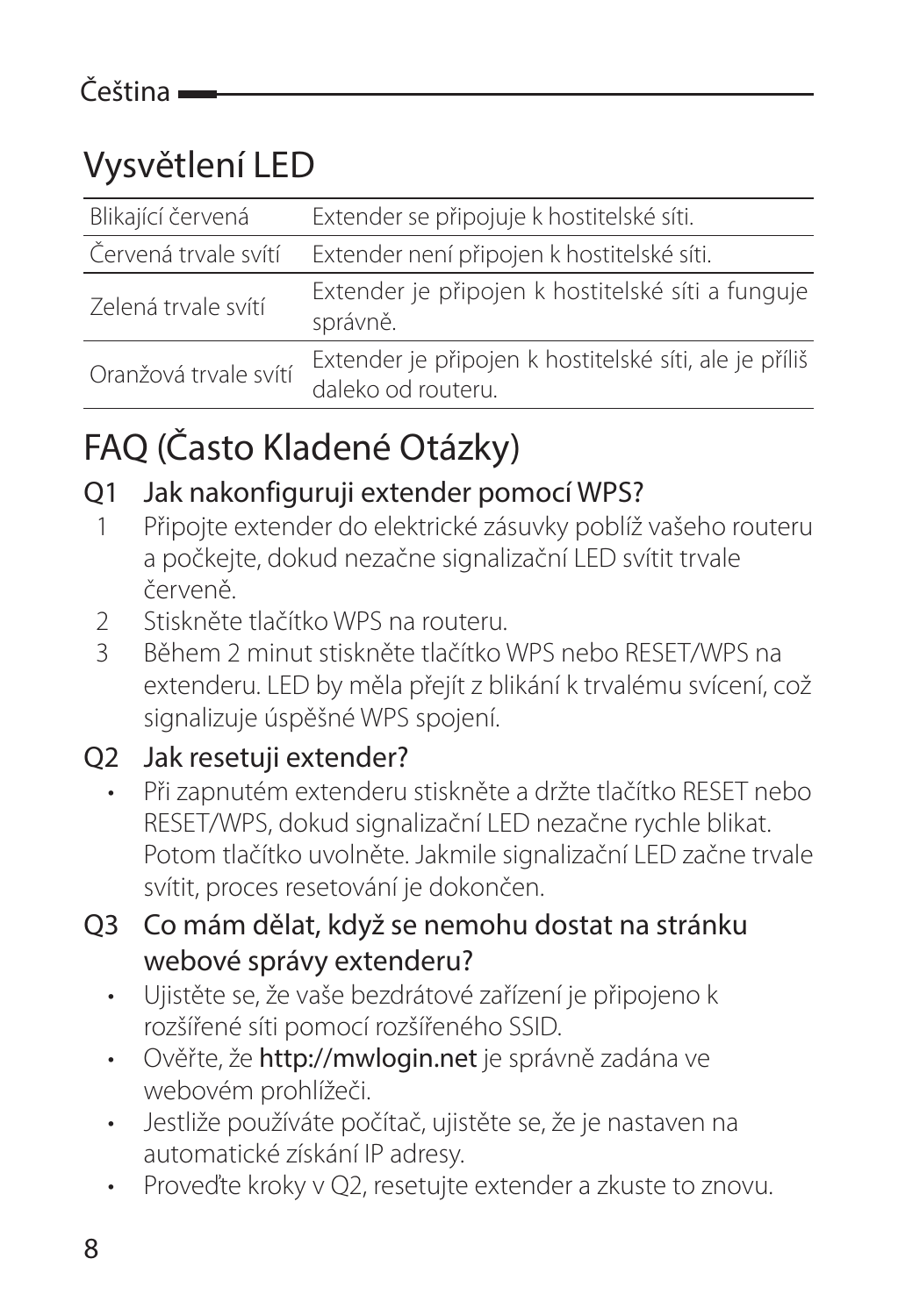# Vysvětlení LED

| | |
|---|---|
| Blikající červená | Extender se připojuje k hostitelské síti. |
| Červená trvale svítí | Extender není připojen k hostitelské síti. |
| Zelená trvale svítí | Extender je připojen k hostitelské síti a funguje správně. |
| Oranžová trvale svítí | Extender je připojen k hostitelské síti, ale je příliš daleko od routeru. |

# FAQ (Často Kladené Otázky)

### Q1 Jak nakonfiguruji extender pomocí WPS?

1. Připojte extender do elektrické zásuvky poblíž vašeho routeru a počkejte, dokud nezačne signalizační LED svítit trvale červeně.
2. Stiskněte tlačítko WPS na routeru.
3. Během 2 minut stiskněte tlačítko WPS nebo RESET/WPS na extenderu. LED by měla přejít z blikání k trvalému svícení, což signalizuje úspěšné WPS spojení.

### Q2 Jak resetuji extender?

- Při zapnutém extenderu stiskněte a držte tlačítko RESET nebo RESET/WPS, dokud signalizační LED nezačne rychle blikat. Potom tlačítko uvolněte. Jakmile signalizační LED začne trvale svítit, proces resetování je dokončen.

### Q3 Co mám dělat, když se nemohu dostat na stránku webové správy extenderu?

- Ujistěte se, že vaše bezdrátové zařízení je připojeno k rozšířené síti pomocí rozšířeného SSID.
- Ověřte, že **http://mwlogin.net** je správně zadána ve webovém prohlížeči.
- Jestliže používáte počítač, ujistěte se, že je nastaven na automatické získání IP adresy.
- Proveďte kroky v Q2, resetujte extender a zkuste to znovu.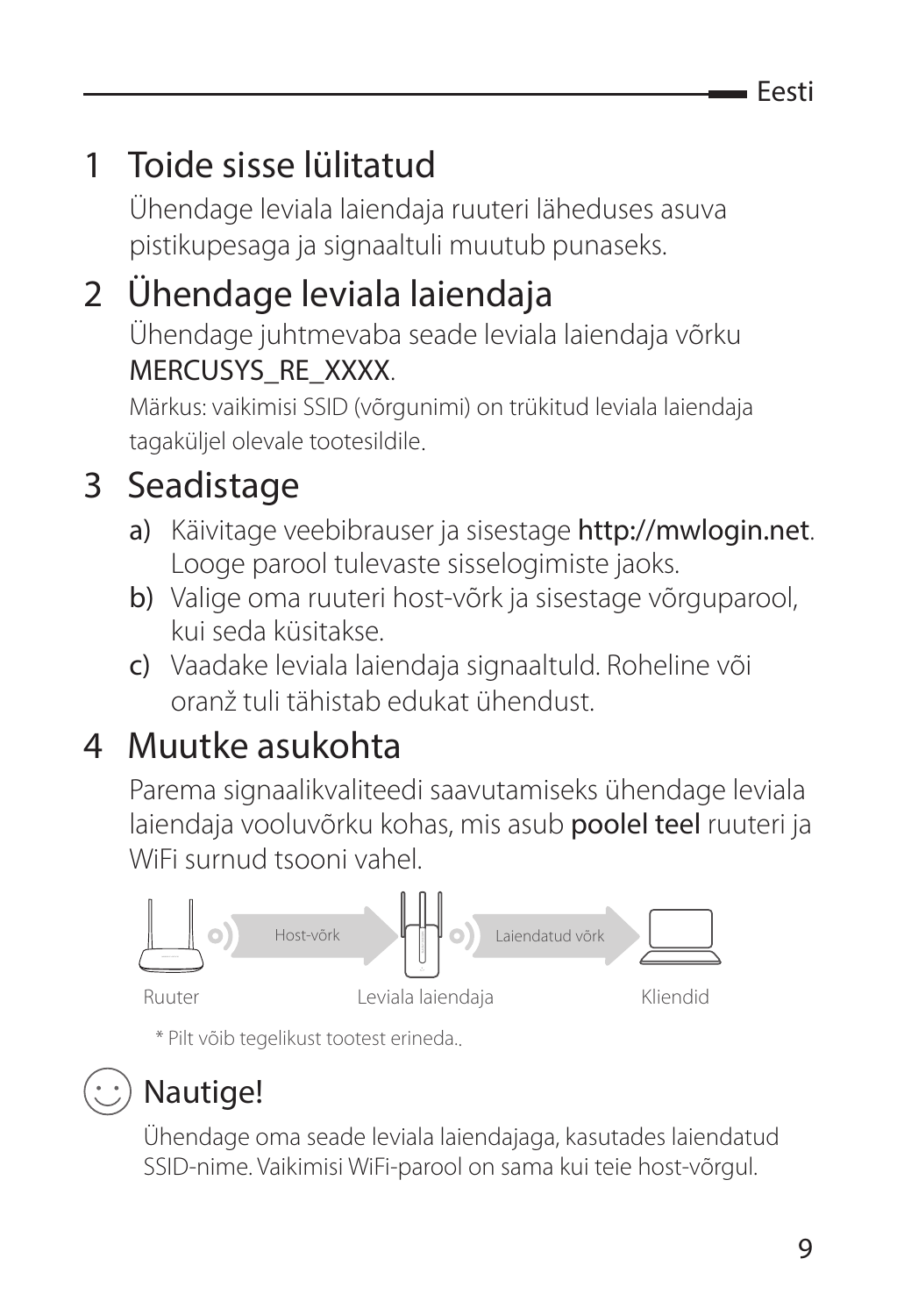## 1 Toide sisse lülitatud

Ühendage leviala laiendaja ruuteri läheduses asuva pistikupesaga ja signaaltuli muutub punaseks.

## 2 Ühendage leviala laiendaja

Ühendage juhtmevaba seade leviala laiendaja võrku MERCUSYS_RE_XXXX.

Märkus: vaikimisi SSID (võrgunimi) on trükitud leviala laiendaja tagaküljel olevale tootesildile.

## 3 Seadistage

a) Käivitage veebibrauser ja sisestage **http://mwlogin.net**. Looge parool tulevaste sisselogimiste jaoks.

b) Valige oma ruuteri host-võrk ja sisestage võrguparool, kui seda küsitakse.

c) Vaadake leviala laiendaja signaaltuld. Roheline või oranž tuli tähistab edukat ühendust.

## 4 Muutke asukohta

Parema signaalikvaliteedi saavutamiseks ühendage leviala laiendaja vooluvõrku kohas, mis asub **poolel teel** ruuteri ja WiFi surnud tsooni vahel.

Host-võrk    Laiendatud võrk

Ruuter    Leviala laiendaja    Kliendid

* Pilt võib tegelikust tootest erineda..

## Nautige!

Ühendage oma seade leviala laiendajaga, kasutades laiendatud SSID-nime. Vaikimisi WiFi-parool on sama kui teie host-võrgul.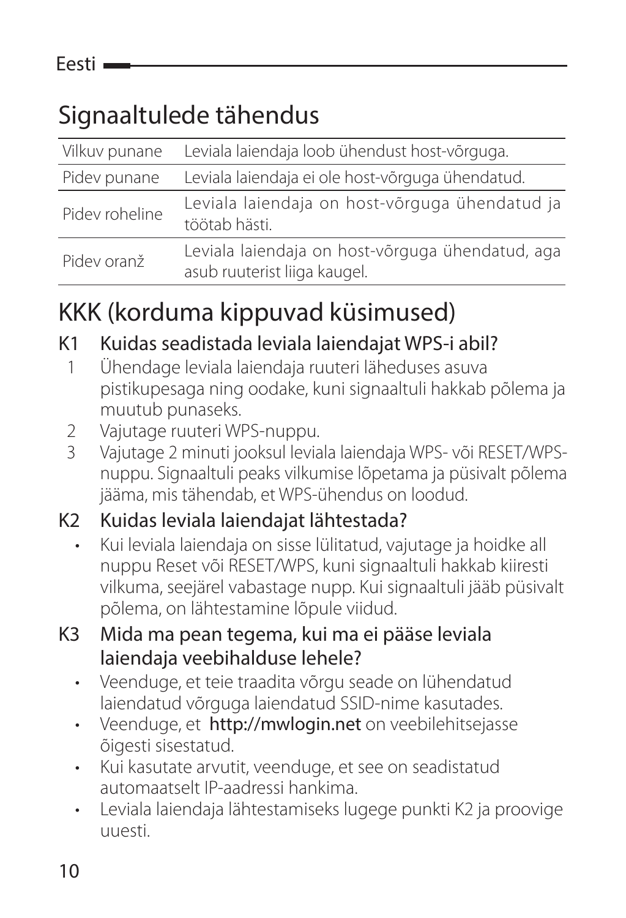## Signaaltulede tähendus

| | |
|---|---|
| Vilkuv punane | Leviala laiendaja loob ühendust host-võrguga. |
| Pidev punane | Leviala laiendaja ei ole host-võrguga ühendatud. |
| Pidev roheline | Leviala laiendaja on host-võrguga ühendatud ja töötab hästi. |
| Pidev oranž | Leviala laiendaja on host-võrguga ühendatud, aga asub ruuterist liiga kaugel. |

## KKK (korduma kippuvad küsimused)

### K1 Kuidas seadistada leviala laiendajat WPS-i abil?

1. Ühendage leviala laiendaja ruuteri läheduses asuva pistikupesaga ning oodake, kuni signaaltuli hakkab põlema ja muutub punaseks.
2. Vajutage ruuteri WPS-nuppu.
3. Vajutage 2 minuti jooksul leviala laiendaja WPS- või RESET/WPS-nuppu. Signaaltuli peaks vilkumise lõpetama ja püsivalt põlema jääma, mis tähendab, et WPS-ühendus on loodud.

### K2 Kuidas leviala laiendajat lähtestada?

- Kui leviala laiendaja on sisse lülitatud, vajutage ja hoidke all nuppu Reset või RESET/WPS, kuni signaaltuli hakkab kiiresti vilkuma, seejärel vabastage nupp. Kui signaaltuli jääb püsivalt põlema, on lähtestamine lõpule viidud.

### K3 Mida ma pean tegema, kui ma ei pääse leviala laiendaja veebihalduse lehele?

- Veenduge, et teie traadita võrgu seade on lühendatud laiendatud võrguga laiendatud SSID-nime kasutades.
- Veenduge, et **http://mwlogin.net** on veebilehitsejasse õigesti sisestatud.
- Kui kasutate arvutit, veenduge, et see on seadistatud automaatselt IP-aadressi hankima.
- Leviala laiendaja lähtestamiseks lugege punkti K2 ja proovige uuesti.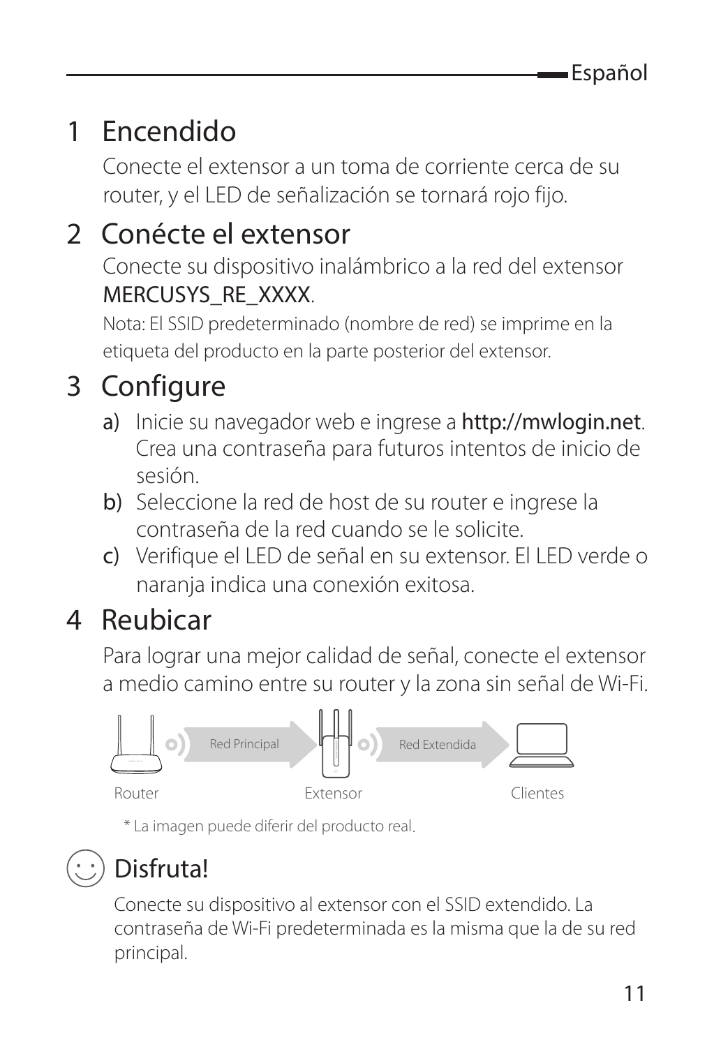## 1 Encendido

Conecte el extensor a un toma de corriente cerca de su router, y el LED de señalización se tornará rojo fijo.

## 2 Conécte el extensor

Conecte su dispositivo inalámbrico a la red del extensor MERCUSYS_RE_XXXX.

Nota: El SSID predeterminado (nombre de red) se imprime en la etiqueta del producto en la parte posterior del extensor.

## 3 Configure

a) Inicie su navegador web e ingrese a http://mwlogin.net. Crea una contraseña para futuros intentos de inicio de sesión.

b) Seleccione la red de host de su router e ingrese la contraseña de la red cuando se le solicite.

c) Verifique el LED de señal en su extensor. El LED verde o naranja indica una conexión exitosa.

## 4 Reubicar

Para lograr una mejor calidad de señal, conecte el extensor a medio camino entre su router y la zona sin señal de Wi-Fi.

Red Principal — Red Extendida

Router — Extensor — Clientes

\* La imagen puede diferir del producto real.

## Disfruta!

Conecte su dispositivo al extensor con el SSID extendido. La contraseña de Wi-Fi predeterminada es la misma que la de su red principal.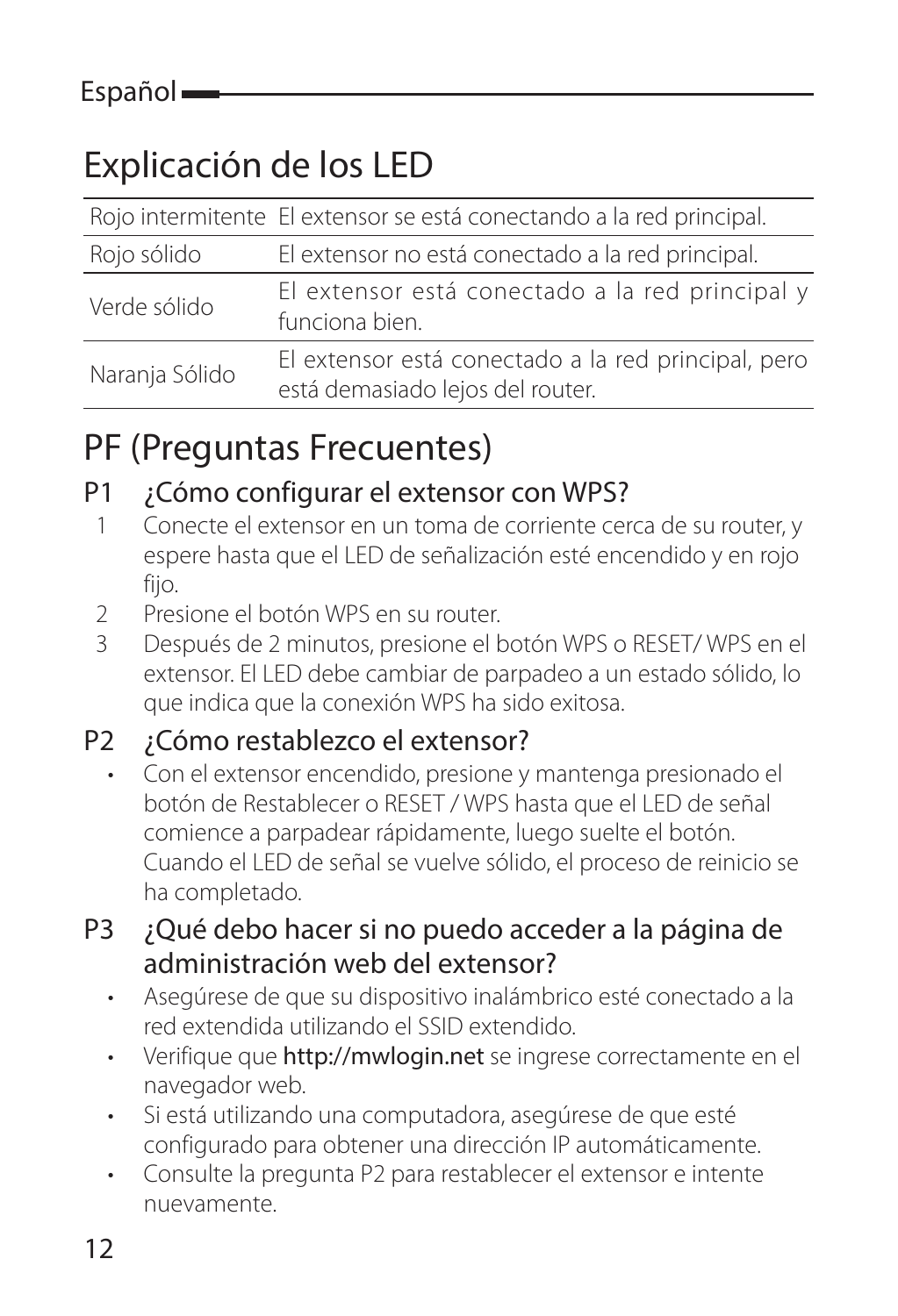# Explicación de los LED

| | |
|---|---|
| Rojo intermitente | El extensor se está conectando a la red principal. |
| Rojo sólido | El extensor no está conectado a la red principal. |
| Verde sólido | El extensor está conectado a la red principal y funciona bien. |
| Naranja Sólido | El extensor está conectado a la red principal, pero está demasiado lejos del router. |

# PF (Preguntas Frecuentes)

## P1 ¿Cómo configurar el extensor con WPS?

1. Conecte el extensor en un toma de corriente cerca de su router, y espere hasta que el LED de señalización esté encendido y en rojo fijo.
2. Presione el botón WPS en su router.
3. Después de 2 minutos, presione el botón WPS o RESET/ WPS en el extensor. El LED debe cambiar de parpadeo a un estado sólido, lo que indica que la conexión WPS ha sido exitosa.

## P2 ¿Cómo restablezco el extensor?

- Con el extensor encendido, presione y mantenga presionado el botón de Restablecer o RESET / WPS hasta que el LED de señal comience a parpadear rápidamente, luego suelte el botón. Cuando el LED de señal se vuelve sólido, el proceso de reinicio se ha completado.

## P3 ¿Qué debo hacer si no puedo acceder a la página de administración web del extensor?

- Asegúrese de que su dispositivo inalámbrico esté conectado a la red extendida utilizando el SSID extendido.
- Verifique que **http://mwlogin.net** se ingrese correctamente en el navegador web.
- Si está utilizando una computadora, asegúrese de que esté configurado para obtener una dirección IP automáticamente.
- Consulte la pregunta P2 para restablecer el extensor e intente nuevamente.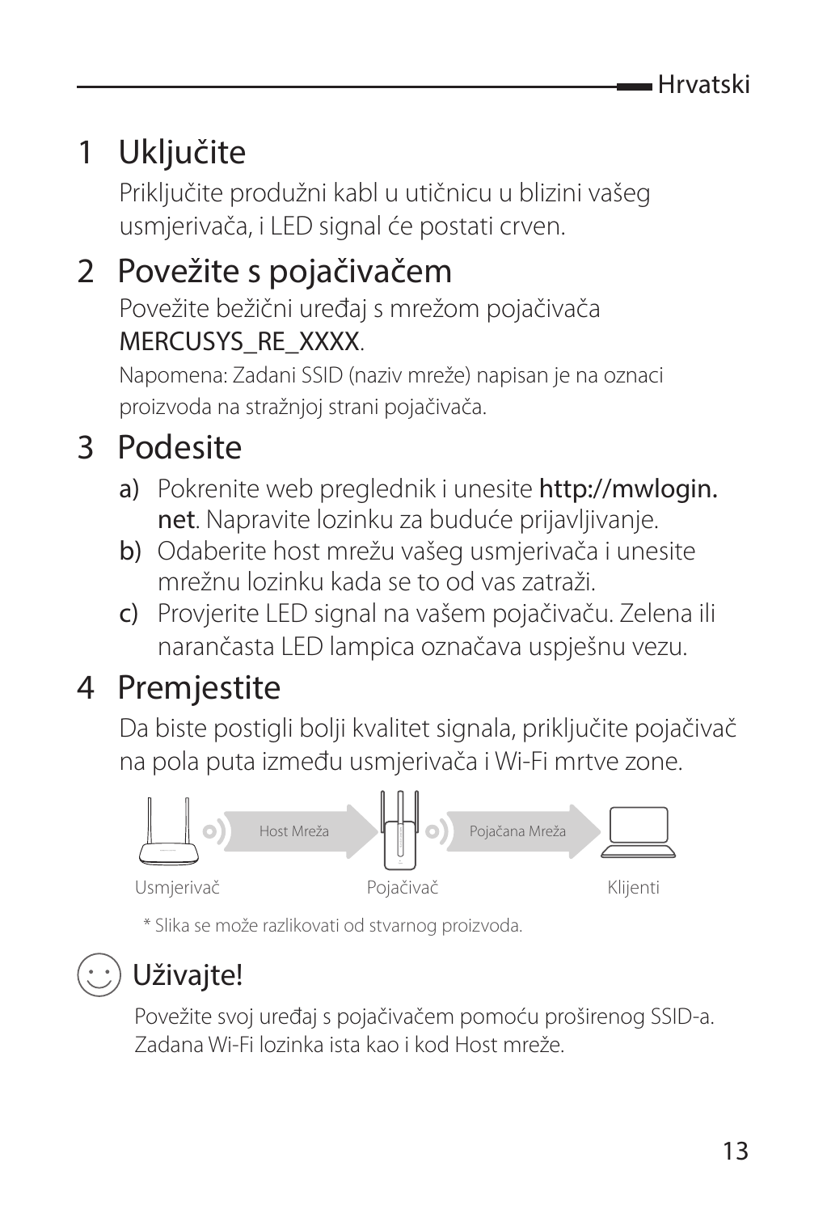## 1 Uključite

Priključite produžni kabl u utičnicu u blizini vašeg usmjerivača, i LED signal će postati crven.

## 2 Povežite s pojačivačem

Povežite bežični uređaj s mrežom pojačivača MERCUSYS_RE_XXXX.

Napomena: Zadani SSID (naziv mreže) napisan je na oznaci proizvoda na stražnjoj strani pojačivača.

## 3 Podesite

a) Pokrenite web preglednik i unesite **http://mwlogin.net**. Napravite lozinku za buduće prijavljivanje.

b) Odaberite host mrežu vašeg usmjerivača i unesite mrežnu lozinku kada se to od vas zatraži.

c) Provjerite LED signal na vašem pojačivaču. Zelena ili narančasta LED lampica označava uspješnu vezu.

## 4 Premjestite

Da biste postigli bolji kvalitet signala, priključite pojačivač na pola puta između usmjerivača i Wi-Fi mrtve zone.

Host Mreža — Pojačana Mreža

Usmjerivač — Pojačivač — Klijenti

\* Slika se može razlikovati od stvarnog proizvoda.

## Uživajte!

Povežite svoj uređaj s pojačivačem pomoću proširenog SSID-a. Zadana Wi-Fi lozinka ista kao i kod Host mreže.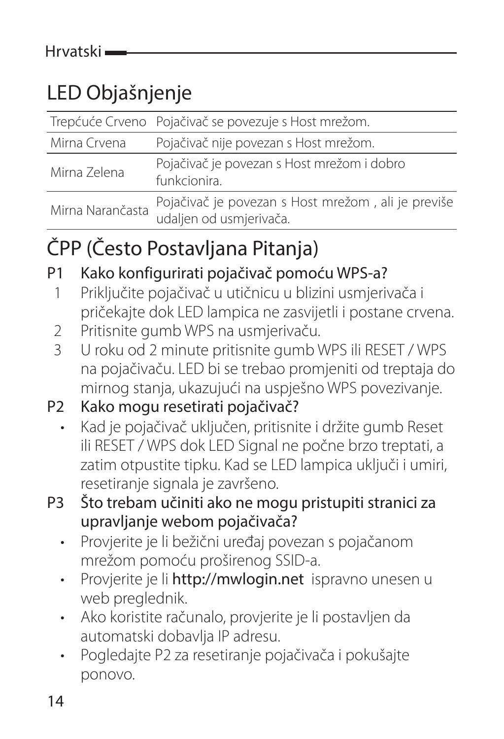# LED Objašnjenje

| | |
|---|---|
| Trepćuće Crveno | Pojačivač se povezuje s Host mrežom. |
| Mirna Crvena | Pojačivač nije povezan s Host mrežom. |
| Mirna Zelena | Pojačivač je povezan s Host mrežom i dobro funkcionira. |
| Mirna Narančasta | Pojačivač je povezan s Host mrežom , ali je previše udaljen od usmjerivača. |

# ČPP (Često Postavljana Pitanja)

**P1 Kako konfigurirati pojačivač pomoću WPS-a?**

1. Priključite pojačivač u utičnicu u blizini usmjerivača i pričekajte dok LED lampica ne zasvijetli i postane crvena.
2. Pritisnite gumb WPS na usmjerivaču.
3. U roku od 2 minute pritisnite gumb WPS ili RESET / WPS na pojačivaču. LED bi se trebao promjeniti od treptaja do mirnog stanja, ukazujući na uspješno WPS povezivanje.

**P2 Kako mogu resetirati pojačivač?**

- Kad je pojačivač uključen, pritisnite i držite gumb Reset ili RESET / WPS dok LED Signal ne počne brzo treptati, a zatim otpustite tipku. Kad se LED lampica uključi i umiri, resetiranje signala je završeno.

**P3 Što trebam učiniti ako ne mogu pristupiti stranici za upravljanje webom pojačivača?**

- Provjerite je li bežični uređaj povezan s pojačanom mrežom pomoću proširenog SSID-a.
- Provjerite je li **http://mwlogin.net** ispravno unesen u web preglednik.
- Ako koristite računalo, provjerite je li postavljen da automatski dobavlja IP adresu.
- Pogledajte P2 za resetiranje pojačivača i pokušajte ponovo.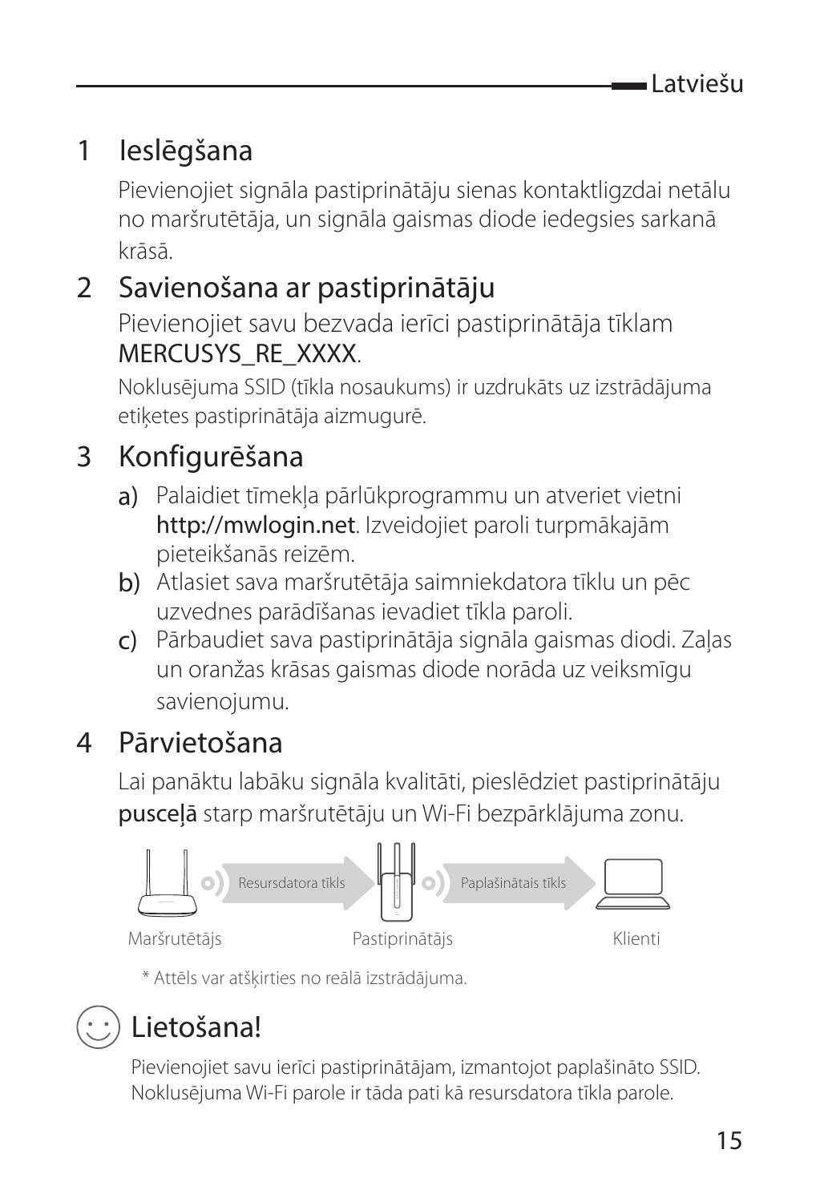## 1 Ieslēgšana

Pievienojiet signāla pastiprinātāju sienas kontaktligzdai netālu no maršrutētāja, un signāla gaismas diode iedegsies sarkanā krāsā.

## 2 Savienošana ar pastiprinātāju

Pievienojiet savu bezvada ierīci pastiprinātāja tīklam MERCUSYS_RE_XXXX.

Noklusējuma SSID (tīkla nosaukums) ir uzdrukāts uz izstrādājuma etiķetes pastiprinātāja aizmugurē.

## 3 Konfigurēšana

a) Palaidiet tīmekļa pārlūkprogrammu un atveriet vietni http://mwlogin.net. Izveidojiet paroli turpmākajām pieteikšanās reizēm.

b) Atlasiet sava maršrutētāja saimniekdatora tīklu un pēc uzvednes parādīšanas ievadiet tīkla paroli.

c) Pārbaudiet sava pastiprinātāja signāla gaismas diodi. Zaļas un oranžas krāsas gaismas diode norāda uz veiksmīgu savienojumu.

## 4 Pārvietošana

Lai panāktu labāku signāla kvalitāti, pieslēdziet pastiprinātāju pusceļā starp maršrutētāju un Wi-Fi bezpārklājuma zonu.

Resursdatora tīkls — Paplašinātais tīkls

Maršrutētājs — Pastiprinātājs — Klienti

\* Attēls var atšķirties no reālā izstrādājuma.

## Lietošana!

Pievienojiet savu ierīci pastiprinātājam, izmantojot paplašināto SSID. Noklusējuma Wi-Fi parole ir tāda pati kā resursdatora tīkla parole.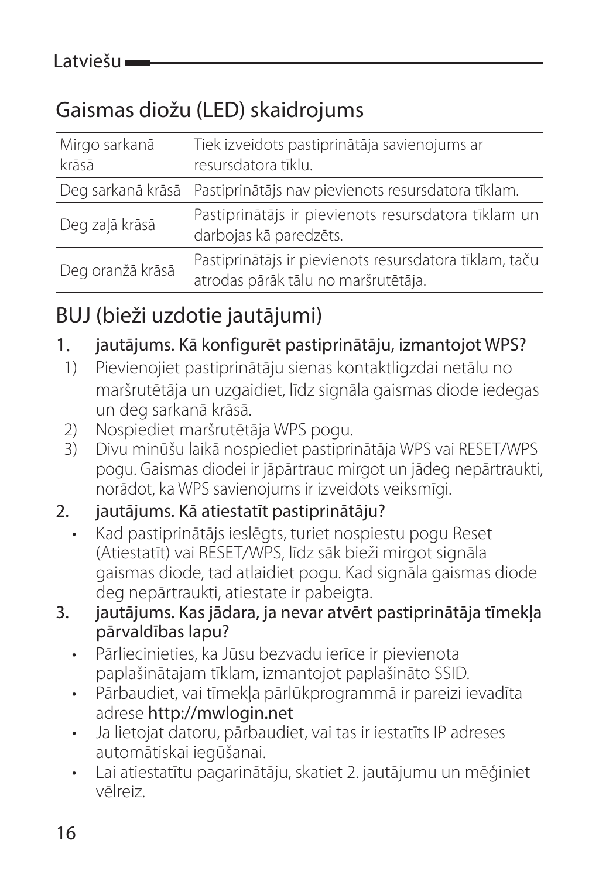## Gaismas diožu (LED) skaidrojums

| | |
|---|---|
| Mirgo sarkanā krāsā | Tiek izveidots pastiprinātāja savienojums ar resursdatora tīklu. |
| Deg sarkanā krāsā | Pastiprinātājs nav pievienots resursdatora tīklam. |
| Deg zaļā krāsā | Pastiprinātājs ir pievienots resursdatora tīklam un darbojas kā paredzēts. |
| Deg oranžā krāsā | Pastiprinātājs ir pievienots resursdatora tīklam, taču atrodas pārāk tālu no maršrutētāja. |

## BUJ (bieži uzdotie jautājumi)

1. jautājums. Kā konfigurēt pastiprinātāju, izmantojot WPS?
   1) Pievienojiet pastiprinātāju sienas kontaktligzdai netālu no maršrutētāja un uzgaidiet, līdz signāla gaismas diode iedegas un deg sarkanā krāsā.
   2) Nospiediet maršrutētāja WPS pogu.
   3) Divu minūšu laikā nospiediet pastiprinātāja WPS vai RESET/WPS pogu. Gaismas diodei ir jāpārtrauc mirgot un jādeg nepārtraukti, norādot, ka WPS savienojums ir izveidots veiksmīgi.

2. jautājums. Kā atiestatīt pastiprinātāju?
   - Kad pastiprinātājs ieslēgts, turiet nospiestu pogu Reset (Atiestatīt) vai RESET/WPS, līdz sāk bieži mirgot signāla gaismas diode, tad atlaidiet pogu. Kad signāla gaismas diode deg nepārtraukti, atiestate ir pabeigta.

3. jautājums. Kas jādara, ja nevar atvērt pastiprinātāja tīmekļa pārvaldības lapu?
   - Pārliecinieties, ka Jūsu bezvadu ierīce ir pievienota paplašinātajam tīklam, izmantojot paplašināto SSID.
   - Pārbaudiet, vai tīmekļa pārlūkprogrammā ir pareizi ievadīta adrese **http://mwlogin.net**
   - Ja lietojat datoru, pārbaudiet, vai tas ir iestatīts IP adreses automātiskai iegūšanai.
   - Lai atiestatītu pagarinātāju, skatiet 2. jautājumu un mēģiniet vēlreiz.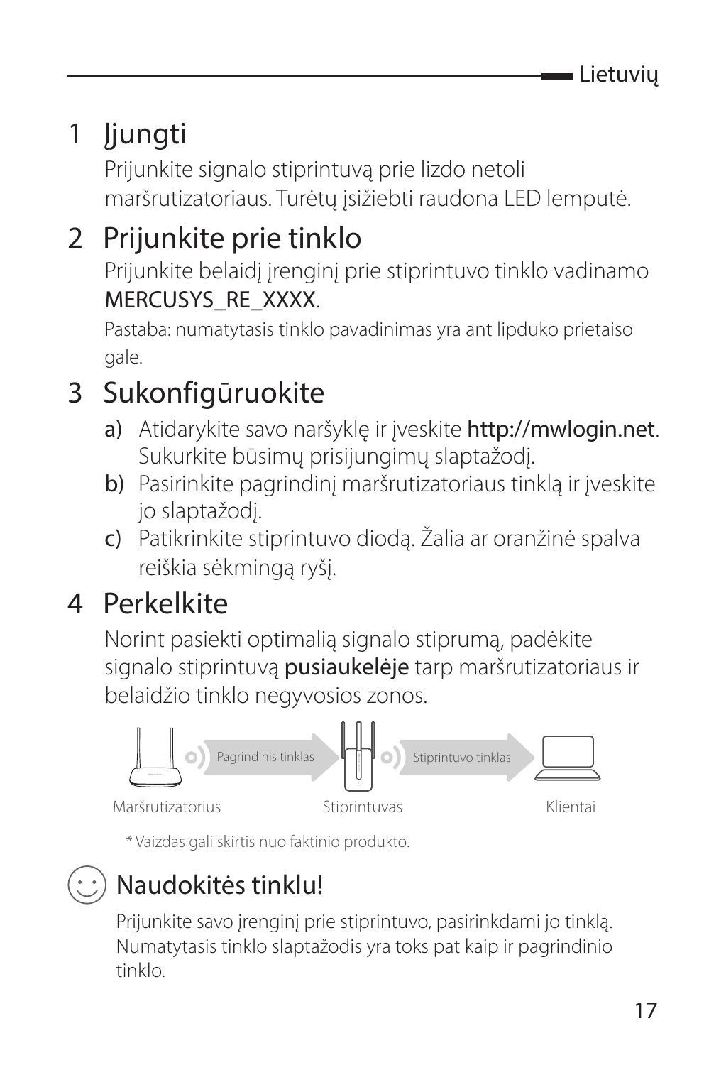## 1 Įjungti

Prijunkite signalo stiprintuvą prie lizdo netoli maršrutizatoriaus. Turėtų įsižiebti raudona LED lemputė.

## 2 Prijunkite prie tinklo

Prijunkite belaidį įrenginį prie stiprintuvo tinklo vadinamo MERCUSYS_RE_XXXX.

Pastaba: numatytasis tinklo pavadinimas yra ant lipduko prietaiso gale.

## 3 Sukonfigūruokite

a) Atidarykite savo naršyklę ir įveskite **http://mwlogin.net**. Sukurkite būsimų prisijungimų slaptažodį.

b) Pasirinkite pagrindinį maršrutizatoriaus tinklą ir įveskite jo slaptažodį.

c) Patikrinkite stiprintuvo diodą. Žalia ar oranžinė spalva reiškia sėkmingą ryšį.

## 4 Perkelkite

Norint pasiekti optimalią signalo stiprumą, padėkite signalo stiprintuvą **pusiaukelėje** tarp maršrutizatoriaus ir belaidžio tinklo negyvosios zonos.

Pagrindinis tinklas — Stiprintuvo tinklas

Maršrutizatorius — Stiprintuvas — Klientai

\* Vaizdas gali skirtis nuo faktinio produkto.

## Naudokitės tinklu!

Prijunkite savo įrenginį prie stiprintuvo, pasirinkdami jo tinklą. Numatytasis tinklo slaptažodis yra toks pat kaip ir pagrindinio tinklo.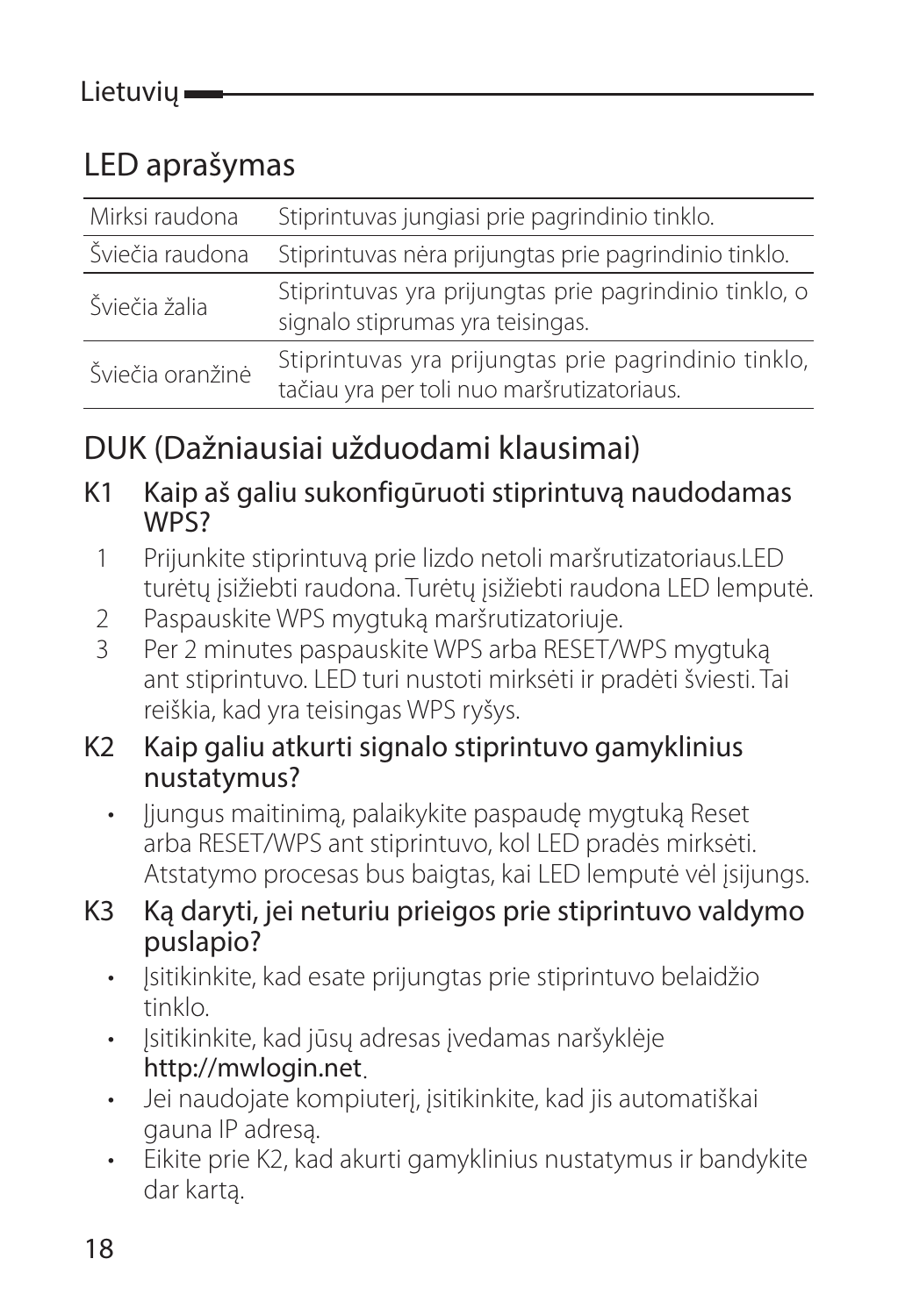## LED aprašymas

| | |
|---|---|
| Mirksi raudona | Stiprintuvas jungiasi prie pagrindinio tinklo. |
| Šviečia raudona | Stiprintuvas nėra prijungtas prie pagrindinio tinklo. |
| Šviečia žalia | Stiprintuvas yra prijungtas prie pagrindinio tinklo, o signalo stiprumas yra teisingas. |
| Šviečia oranžinė | Stiprintuvas yra prijungtas prie pagrindinio tinklo, tačiau yra per toli nuo maršrutizatoriaus. |

## DUK (Dažniausiai užduodami klausimai)

### K1 Kaip aš galiu sukonfigūruoti stiprintuvą naudodamas WPS?

1. Prijunkite stiprintuvą prie lizdo netoli maršrutizatoriaus.LED turėtų įsižiebti raudona. Turėtų įsižiebti raudona LED lemputė.
2. Paspauskite WPS mygtuką maršrutizatoriuje.
3. Per 2 minutes paspauskite WPS arba RESET/WPS mygtuką ant stiprintuvo. LED turi nustoti mirksėti ir pradėti šviesti. Tai reiškia, kad yra teisingas WPS ryšys.

### K2 Kaip galiu atkurti signalo stiprintuvo gamyklinius nustatymus?

- Įjungus maitinimą, palaikykite paspaudę mygtuką Reset arba RESET/WPS ant stiprintuvo, kol LED pradės mirksėti. Atstatymo procesas bus baigtas, kai LED lemputė vėl įsijungs.

### K3 Ką daryti, jei neturiu prieigos prie stiprintuvo valdymo puslapio?

- Įsitikinkite, kad esate prijungtas prie stiprintuvo belaidžio tinklo.
- Įsitikinkite, kad jūsų adresas įvedamas naršyklėje **http://mwlogin.net**.
- Jei naudojate kompiuterį, įsitikinkite, kad jis automatiškai gauna IP adresą.
- Eikite prie K2, kad akurti gamyklinius nustatymus ir bandykite dar kartą.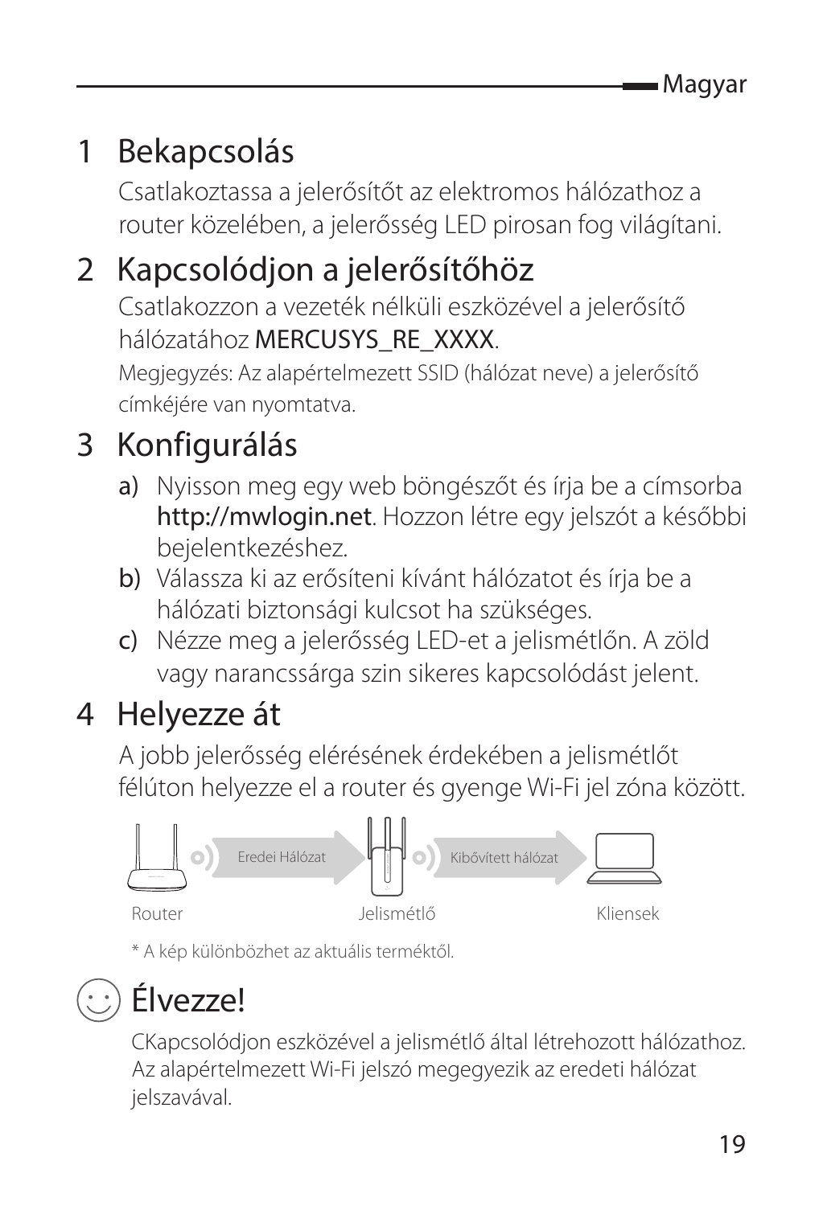## 1 Bekapcsolás

Csatlakoztassa a jelerősítőt az elektromos hálózathoz a router közelében, a jelerősség LED pirosan fog világítani.

## 2 Kapcsolódjon a jelerősítőhöz

Csatlakozzon a vezeték nélküli eszközével a jelerősítő hálózatához MERCUSYS_RE_XXXX.

Megjegyzés: Az alapértelmezett SSID (hálózat neve) a jelerősítő címkéjére van nyomtatva.

## 3 Konfigurálás

a) Nyisson meg egy web böngészőt és írja be a címsorba http://mwlogin.net. Hozzon létre egy jelszót a későbbi bejelentkezéshez.

b) Válassza ki az erősíteni kívánt hálózatot és írja be a hálózati biztonsági kulcsot ha szükséges.

c) Nézze meg a jelerősség LED-et a jelismétlőn. A zöld vagy narancssárga szin sikeres kapcsolódást jelent.

## 4 Helyezze át

A jobb jelerősség elérésének érdekében a jelismétlőt félúton helyezze el a router és gyenge Wi-Fi jel zóna között.

Eredei Hálózat | Kibővített hálózat

Router | Jelismétlő | Kliensek

\* A kép különbözhet az aktuális terméktől.

## Élvezze!

CKapcsolódjon eszközével a jelismétlő által létrehozott hálózathoz. Az alapértelmezett Wi-Fi jelszó megegyezik az eredeti hálózat jelszavával.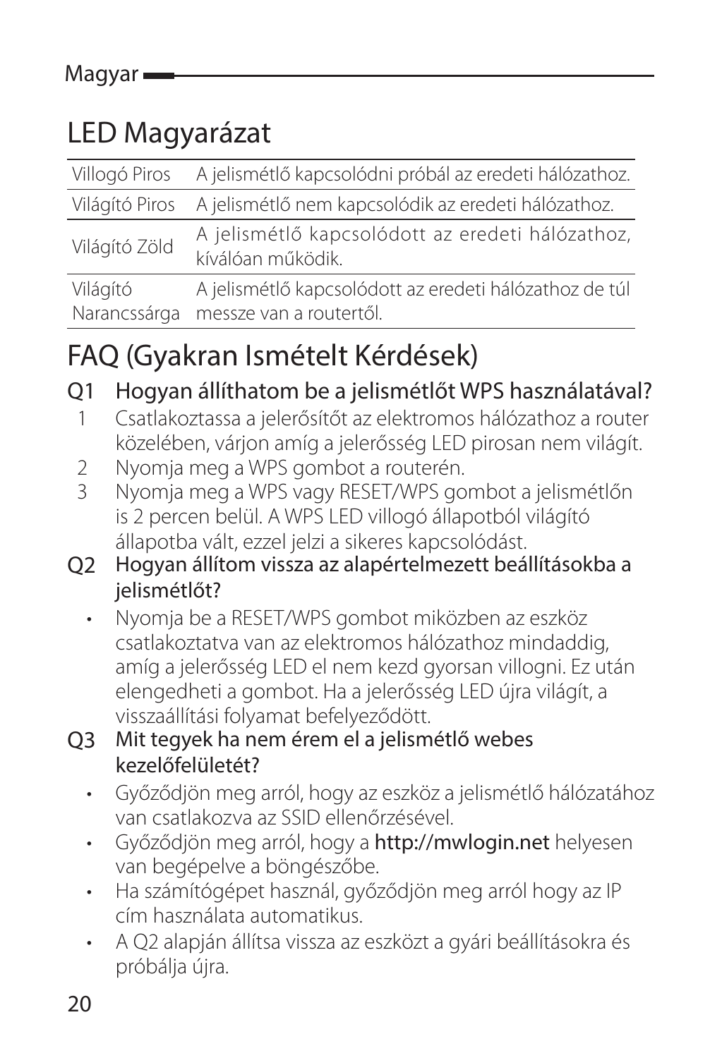# LED Magyarázat

| | |
|---|---|
| Villogó Piros | A jelismétlő kapcsolódni próbál az eredeti hálózathoz. |
| Világító Piros | A jelismétlő nem kapcsolódik az eredeti hálózathoz. |
| Világító Zöld | A jelismétlő kapcsolódott az eredeti hálózathoz, kíválóan működik. |
| Világító Narancssárga | A jelismétlő kapcsolódott az eredeti hálózathoz de túl messze van a routertől. |

# FAQ (Gyakran Ismételt Kérdések)

## Q1 Hogyan állíthatom be a jelismétlőt WPS használatával?

1. Csatlakoztassa a jelerősítőt az elektromos hálózathoz a router közelében, várjon amíg a jelerősség LED pirosan nem világít.
2. Nyomja meg a WPS gombot a routerén.
3. Nyomja meg a WPS vagy RESET/WPS gombot a jelismétlőn is 2 percen belül. A WPS LED villogó állapotból világító állapotba vált, ezzel jelzi a sikeres kapcsolódást.

## Q2 Hogyan állítom vissza az alapértelmezett beállításokba a jelismétlőt?

- Nyomja be a RESET/WPS gombot miközben az eszköz csatlakoztatva van az elektromos hálózathoz mindaddig, amíg a jelerősség LED el nem kezd gyorsan villogni. Ez után elengedheti a gombot. Ha a jelerősség LED újra világít, a visszaállítási folyamat befelyeződött.

## Q3 Mit tegyek ha nem érem el a jelismétlő webes kezelőfelületét?

- Győződjön meg arról, hogy az eszköz a jelismétlő hálózatához van csatlakozva az SSID ellenőrzésével.
- Győződjön meg arról, hogy a **http://mwlogin.net** helyesen van begépelve a böngészőbe.
- Ha számítógépet használ, győződjön meg arról hogy az IP cím használata automatikus.
- A Q2 alapján állítsa vissza az eszközt a gyári beállításokra és próbálja újra.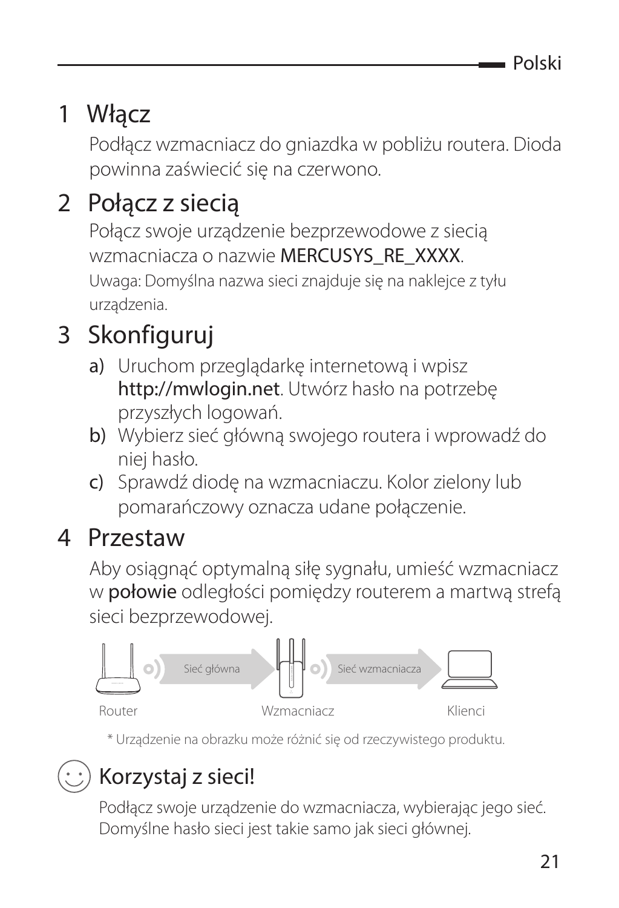## 1 Włącz

Podłącz wzmacniacz do gniazdka w pobliżu routera. Dioda powinna zaświecić się na czerwono.

## 2 Połącz z siecią

Połącz swoje urządzenie bezprzewodowe z siecią wzmacniacza o nazwie MERCUSYS_RE_XXXX.

Uwaga: Domyślna nazwa sieci znajduje się na naklejce z tyłu urządzenia.

## 3 Skonfiguruj

a) Uruchom przeglądarkę internetową i wpisz http://mwlogin.net. Utwórz hasło na potrzebę przyszłych logowań.

b) Wybierz sieć główną swojego routera i wprowadź do niej hasło.

c) Sprawdź diodę na wzmacniaczu. Kolor zielony lub pomarańczowy oznacza udane połączenie.

## 4 Przestaw

Aby osiągnąć optymalną siłę sygnału, umieść wzmacniacz w **połowie** odległości pomiędzy routerem a martwą strefą sieci bezprzewodowej.

Router — Sieć główna — Wzmacniacz — Sieć wzmacniacza — Klienci

\* Urządzenie na obrazku może różnić się od rzeczywistego produktu.

## Korzystaj z sieci!

Podłącz swoje urządzenie do wzmacniacza, wybierając jego sieć. Domyślne hasło sieci jest takie samo jak sieci głównej.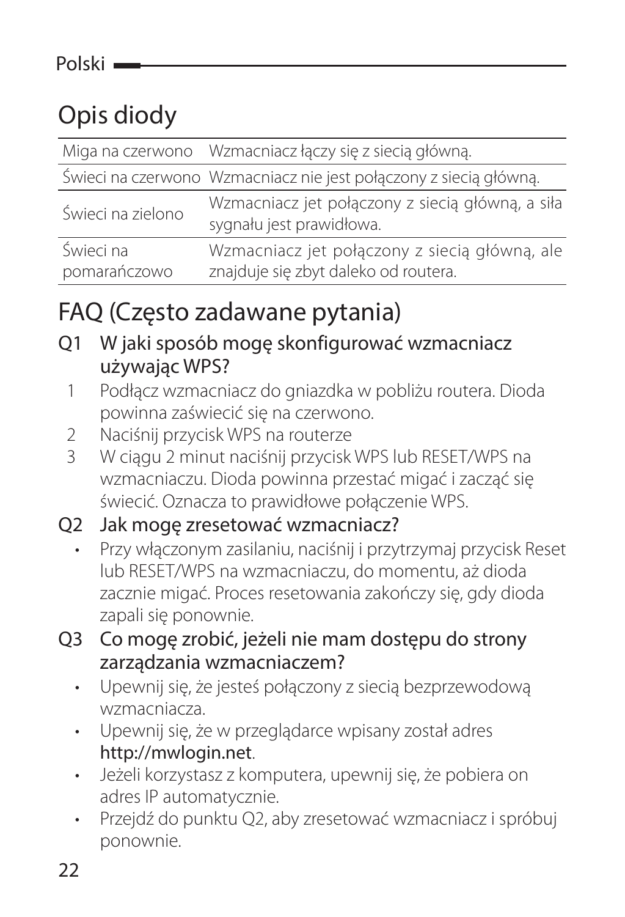# Opis diody

| | |
|---|---|
| Miga na czerwono | Wzmacniacz łączy się z siecią główną. |
| Świeci na czerwono | Wzmacniacz nie jest połączony z siecią główną. |
| Świeci na zielono | Wzmacniacz jet połączony z siecią główną, a siła sygnału jest prawidłowa. |
| Świeci na pomarańczowo | Wzmacniacz jet połączony z siecią główną, ale znajduje się zbyt daleko od routera. |

# FAQ (Często zadawane pytania)

## Q1 W jaki sposób mogę skonfigurować wzmacniacz używając WPS?

1. Podłącz wzmacniacz do gniazdka w pobliżu routera. Dioda powinna zaświecić się na czerwono.
2. Naciśnij przycisk WPS na routerze
3. W ciągu 2 minut naciśnij przycisk WPS lub RESET/WPS na wzmacniaczu. Dioda powinna przestać migać i zacząć się świecić. Oznacza to prawidłowe połączenie WPS.

## Q2 Jak mogę zresetować wzmacniacz?

- Przy włączonym zasilaniu, naciśnij i przytrzymaj przycisk Reset lub RESET/WPS na wzmacniaczu, do momentu, aż dioda zacznie migać. Proces resetowania zakończy się, gdy dioda zapali się ponownie.

## Q3 Co mogę zrobić, jeżeli nie mam dostępu do strony zarządzania wzmacniaczem?

- Upewnij się, że jesteś połączony z siecią bezprzewodową wzmacniacza.
- Upewnij się, że w przeglądarce wpisany został adres http://mwlogin.net.
- Jeżeli korzystasz z komputera, upewnij się, że pobiera on adres IP automatycznie.
- Przejdź do punktu Q2, aby zresetować wzmacniacz i spróbuj ponownie.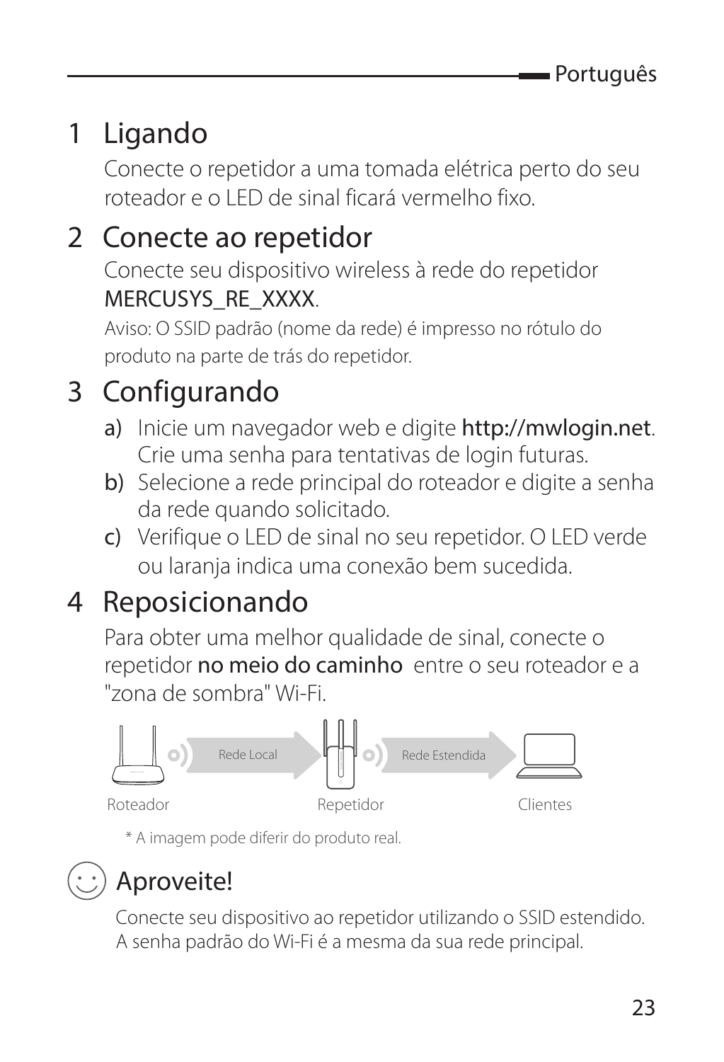# 1 Ligando

Conecte o repetidor a uma tomada elétrica perto do seu roteador e o LED de sinal ficará vermelho fixo.

# 2 Conecte ao repetidor

Conecte seu dispositivo wireless à rede do repetidor MERCUSYS_RE_XXXX.

Aviso: O SSID padrão (nome da rede) é impresso no rótulo do produto na parte de trás do repetidor.

# 3 Configurando

a) Inicie um navegador web e digite **http://mwlogin.net**. Crie uma senha para tentativas de login futuras.

b) Selecione a rede principal do roteador e digite a senha da rede quando solicitado.

c) Verifique o LED de sinal no seu repetidor. O LED verde ou laranja indica uma conexão bem sucedida.

# 4 Reposicionando

Para obter uma melhor qualidade de sinal, conecte o repetidor **no meio do caminho** entre o seu roteador e a "zona de sombra" Wi-Fi.

Rede Local — Rede Estendida

Roteador — Repetidor — Clientes

\* A imagem pode diferir do produto real.

## Aproveite!

Conecte seu dispositivo ao repetidor utilizando o SSID estendido. A senha padrão do Wi-Fi é a mesma da sua rede principal.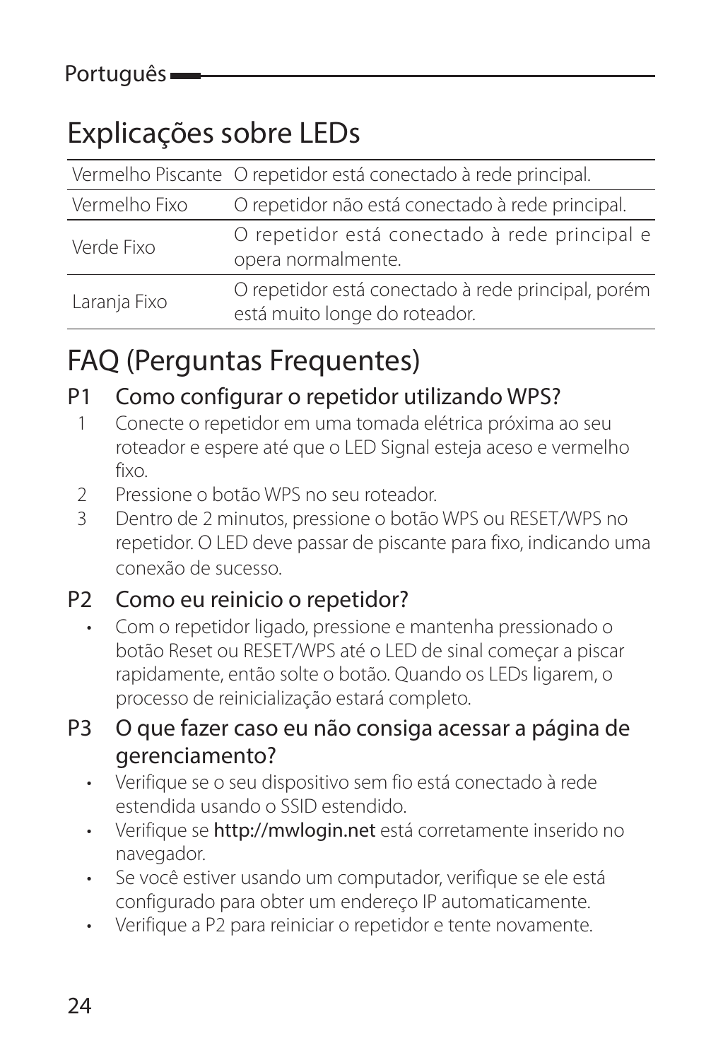# Explicações sobre LEDs

| | |
|---|---|
| Vermelho Piscante | O repetidor está conectado à rede principal. |
| Vermelho Fixo | O repetidor não está conectado à rede principal. |
| Verde Fixo | O repetidor está conectado à rede principal e opera normalmente. |
| Laranja Fixo | O repetidor está conectado à rede principal, porém está muito longe do roteador. |

# FAQ (Perguntas Frequentes)

## P1 Como configurar o repetidor utilizando WPS?

1. Conecte o repetidor em uma tomada elétrica próxima ao seu roteador e espere até que o LED Signal esteja aceso e vermelho fixo.
2. Pressione o botão WPS no seu roteador.
3. Dentro de 2 minutos, pressione o botão WPS ou RESET/WPS no repetidor. O LED deve passar de piscante para fixo, indicando uma conexão de sucesso.

## P2 Como eu reinicio o repetidor?

- Com o repetidor ligado, pressione e mantenha pressionado o botão Reset ou RESET/WPS até o LED de sinal começar a piscar rapidamente, então solte o botão. Quando os LEDs ligarem, o processo de reinicialização estará completo.

## P3 O que fazer caso eu não consiga acessar a página de gerenciamento?

- Verifique se o seu dispositivo sem fio está conectado à rede estendida usando o SSID estendido.
- Verifique se **http://mwlogin.net** está corretamente inserido no navegador.
- Se você estiver usando um computador, verifique se ele está configurado para obter um endereço IP automaticamente.
- Verifique a P2 para reiniciar o repetidor e tente novamente.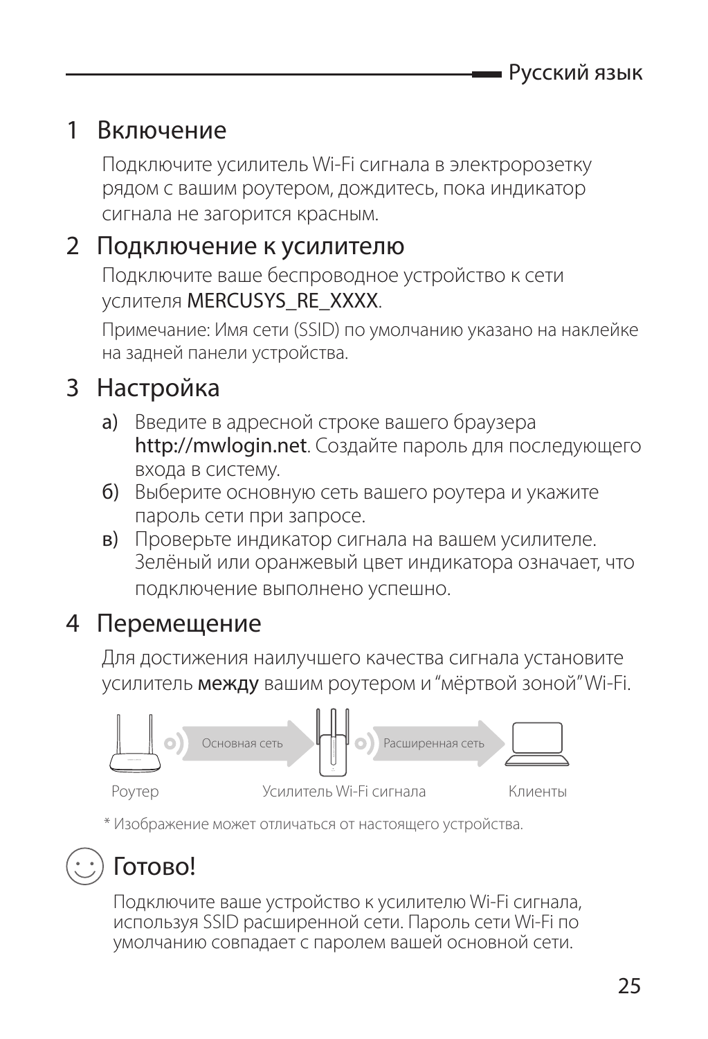## 1 Включение

Подключите усилитель Wi-Fi сигнала в электророзетку рядом с вашим роутером, дождитесь, пока индикатор сигнала не загорится красным.

## 2 Подключение к усилителю

Подключите ваше беспроводное устройство к сети услителя MERCUSYS_RE_XXXX.

Примечание: Имя сети (SSID) по умолчанию указано на наклейке на задней панели устройства.

## 3 Настройка

а) Введите в адресной строке вашего браузера http://mwlogin.net. Создайте пароль для последующего входа в систему.

б) Выберите основную сеть вашего роутера и укажите пароль сети при запросе.

в) Проверьте индикатор сигнала на вашем усилителе. Зелёный или оранжевый цвет индикатора означает, что подключение выполнено успешно.

## 4 Перемещение

Для достижения наилучшего качества сигнала установите усилитель **между** вашим роутером и "мёртвой зоной" Wi-Fi.

Основная сеть | Расширенная сеть

Роутер | Усилитель Wi-Fi сигнала | Клиенты

* Изображение может отличаться от настоящего устройства.

## Готово!

Подключите ваше устройство к усилителю Wi-Fi сигнала, используя SSID расширенной сети. Пароль сети Wi-Fi по умолчанию совпадает с паролем вашей основной сети.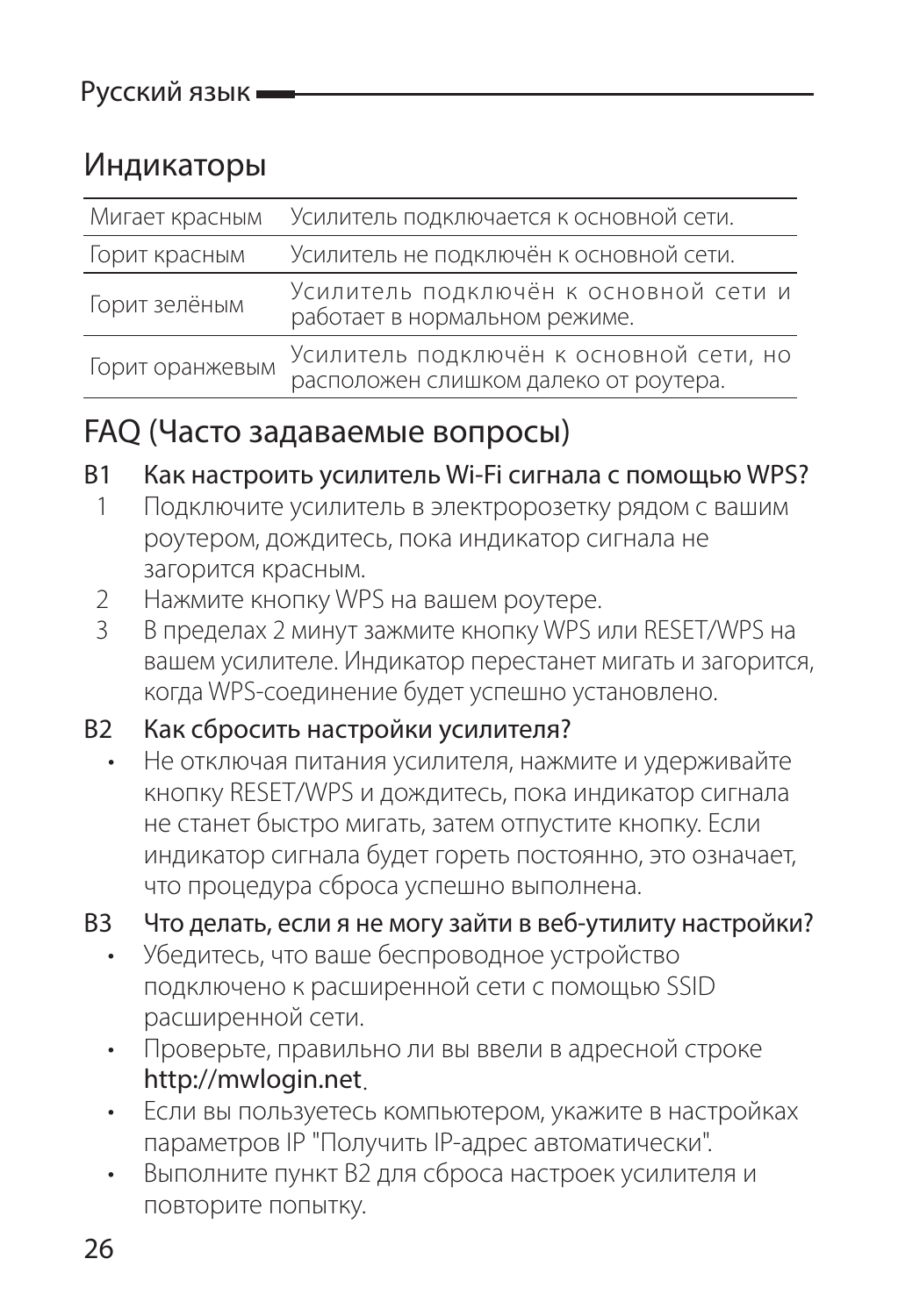## Индикаторы

| | |
|---|---|
| Мигает красным | Усилитель подключается к основной сети. |
| Горит красным | Усилитель не подключён к основной сети. |
| Горит зелёным | Усилитель подключён к основной сети и работает в нормальном режиме. |
| Горит оранжевым | Усилитель подключён к основной сети, но расположен слишком далеко от роутера. |

## FAQ (Часто задаваемые вопросы)

**В1 Как настроить усилитель Wi-Fi сигнала с помощью WPS?**

1. Подключите усилитель в электророзетку рядом с вашим роутером, дождитесь, пока индикатор сигнала не загорится красным.
2. Нажмите кнопку WPS на вашем роутере.
3. В пределах 2 минут зажмите кнопку WPS или RESET/WPS на вашем усилителе. Индикатор перестанет мигать и загорится, когда WPS-соединение будет успешно установлено.

**В2 Как сбросить настройки усилителя?**

- Не отключая питания усилителя, нажмите и удерживайте кнопку RESET/WPS и дождитесь, пока индикатор сигнала не станет быстро мигать, затем отпустите кнопку. Если индикатор сигнала будет гореть постоянно, это означает, что процедура сброса успешно выполнена.

**В3 Что делать, если я не могу зайти в веб-утилиту настройки?**

- Убедитесь, что ваше беспроводное устройство подключено к расширенной сети с помощью SSID расширенной сети.
- Проверьте, правильно ли вы ввели в адресной строке http://mwlogin.net.
- Если вы пользуетесь компьютером, укажите в настройках параметров IP "Получить IP-адрес автоматически".
- Выполните пункт В2 для сброса настроек усилителя и повторите попытку.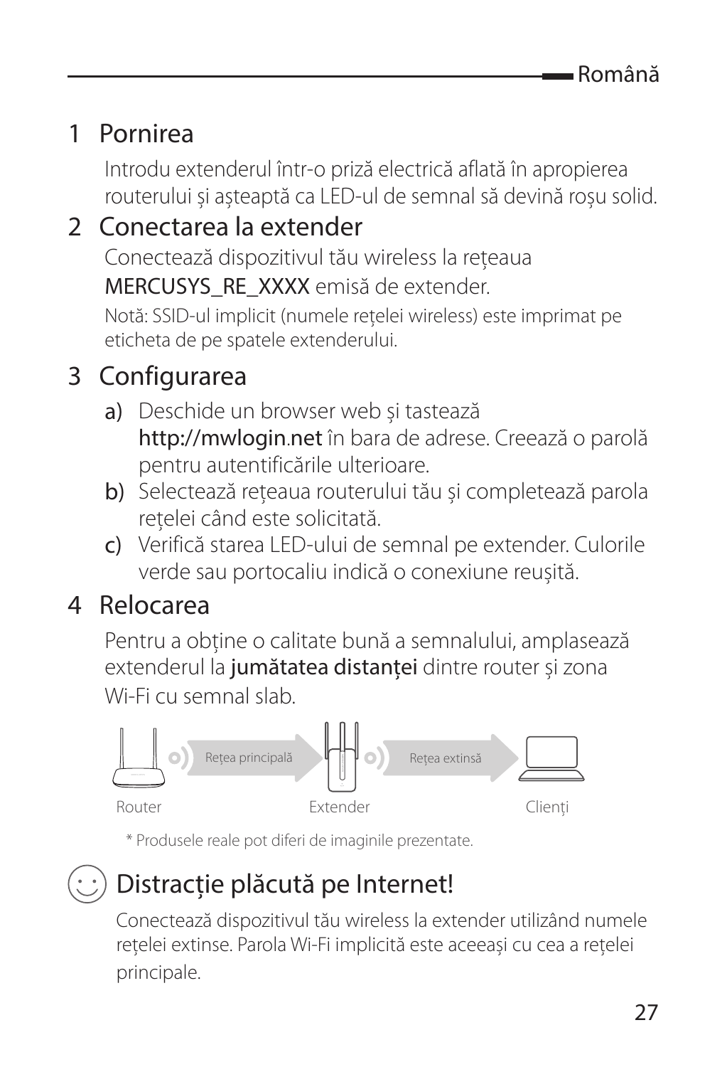## 1 Pornirea

Introdu extenderul într-o priză electrică aflată în apropierea routerului și așteaptă ca LED-ul de semnal să devină roșu solid.

## 2 Conectarea la extender

Conectează dispozitivul tău wireless la rețeaua **MERCUSYS_RE_XXXX** emisă de extender.

Notă: SSID-ul implicit (numele reţelei wireless) este imprimat pe eticheta de pe spatele extenderului.

## 3 Configurarea

a) Deschide un browser web şi tastează **http://mwlogin.net** în bara de adrese. Creează o parolă pentru autentificările ulterioare.

b) Selectează reţeaua routerului tău şi completează parola reţelei când este solicitată.

c) Verifică starea LED-ului de semnal pe extender. Culorile verde sau portocaliu indică o conexiune reușită.

## 4 Relocarea

Pentru a obţine o calitate bună a semnalului, amplasează extenderul la **jumătatea distanţei** dintre router și zona Wi-Fi cu semnal slab.

Router — Reţea principală — Extender — Reţea extinsă — Clienți

\* Produsele reale pot diferi de imaginile prezentate.

## Distracție plăcută pe Internet!

Conectează dispozitivul tău wireless la extender utilizând numele reţelei extinse. Parola Wi-Fi implicită este aceeași cu cea a reţelei principale.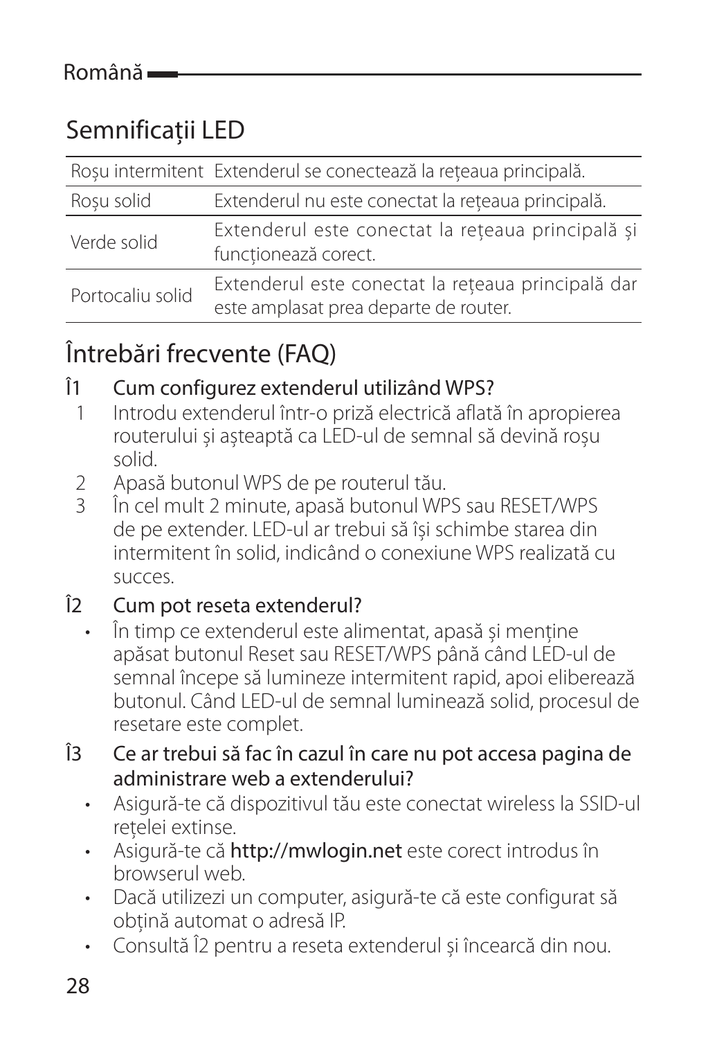## Semnificații LED

| | |
|---|---|
| Roșu intermitent | Extenderul se conectează la rețeaua principală. |
| Roșu solid | Extenderul nu este conectat la rețeaua principală. |
| Verde solid | Extenderul este conectat la rețeaua principală și funcționează corect. |
| Portocaliu solid | Extenderul este conectat la rețeaua principală dar este amplasat prea departe de router. |

## Întrebări frecvente (FAQ)

**Î1 Cum configurez extenderul utilizând WPS?**

1. Introdu extenderul într-o priză electrică aflată în apropierea routerului și așteaptă ca LED-ul de semnal să devină roșu solid.
2. Apasă butonul WPS de pe routerul tău.
3. În cel mult 2 minute, apasă butonul WPS sau RESET/WPS de pe extender. LED-ul ar trebui să își schimbe starea din intermitent în solid, indicând o conexiune WPS realizată cu succes.

**Î2 Cum pot reseta extenderul?**

- În timp ce extenderul este alimentat, apasă și menține apăsat butonul Reset sau RESET/WPS până când LED-ul de semnal începe să lumineze intermitent rapid, apoi eliberează butonul. Când LED-ul de semnal luminează solid, procesul de resetare este complet.

**Î3 Ce ar trebui să fac în cazul în care nu pot accesa pagina de administrare web a extenderului?**

- Asigură-te că dispozitivul tău este conectat wireless la SSID-ul rețelei extinse.
- Asigură-te că **http://mwlogin.net** este corect introdus în browserul web.
- Dacă utilizezi un computer, asigură-te că este configurat să obțină automat o adresă IP.
- Consultă Î2 pentru a reseta extenderul și încearcă din nou.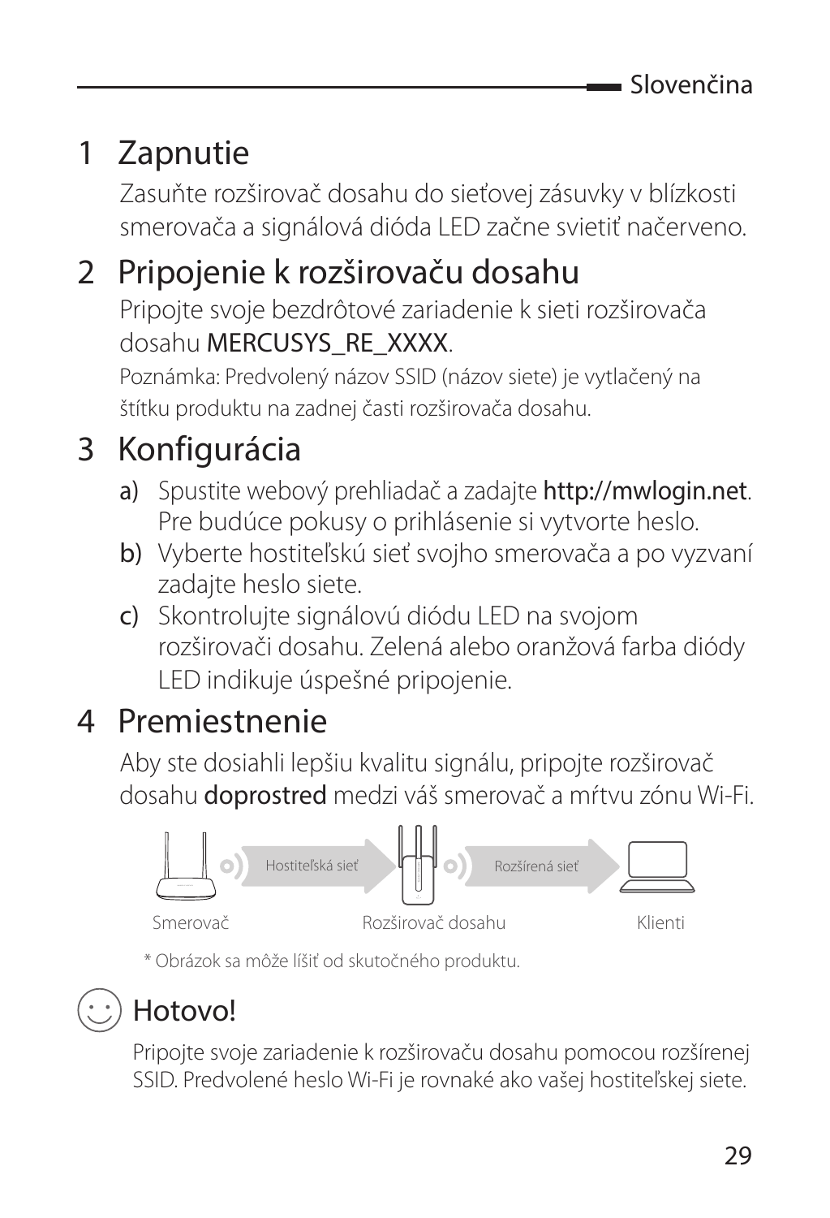# 1 Zapnutie

Zasuňte rozširovač dosahu do sieťovej zásuvky v blízkosti smerovača a signálová dióda LED začne svietiť načerveno.

# 2 Pripojenie k rozširovaču dosahu

Pripojte svoje bezdrôtové zariadenie k sieti rozširovača dosahu MERCUSYS_RE_XXXX.

Poznámka: Predvolený názov SSID (názov siete) je vytlačený na štítku produktu na zadnej časti rozširovača dosahu.

# 3 Konfigurácia

a) Spustite webový prehliadač a zadajte http://mwlogin.net. Pre budúce pokusy o prihlásenie si vytvorte heslo.

b) Vyberte hostiteľskú sieť svojho smerovača a po vyzvaní zadajte heslo siete.

c) Skontrolujte signálovú diódu LED na svojom rozširovači dosahu. Zelená alebo oranžová farba diódy LED indikuje úspešné pripojenie.

# 4 Premiestnenie

Aby ste dosiahli lepšiu kvalitu signálu, pripojte rozširovač dosahu **doprostred** medzi váš smerovač a mŕtvu zónu Wi-Fi.

Hostiteľská sieť — Rozšírená sieť

Smerovač — Rozširovač dosahu — Klienti

\* Obrázok sa môže líšiť od skutočného produktu.

## Hotovo!

Pripojte svoje zariadenie k rozširovaču dosahu pomocou rozšírenej SSID. Predvolené heslo Wi-Fi je rovnaké ako vašej hostiteľskej siete.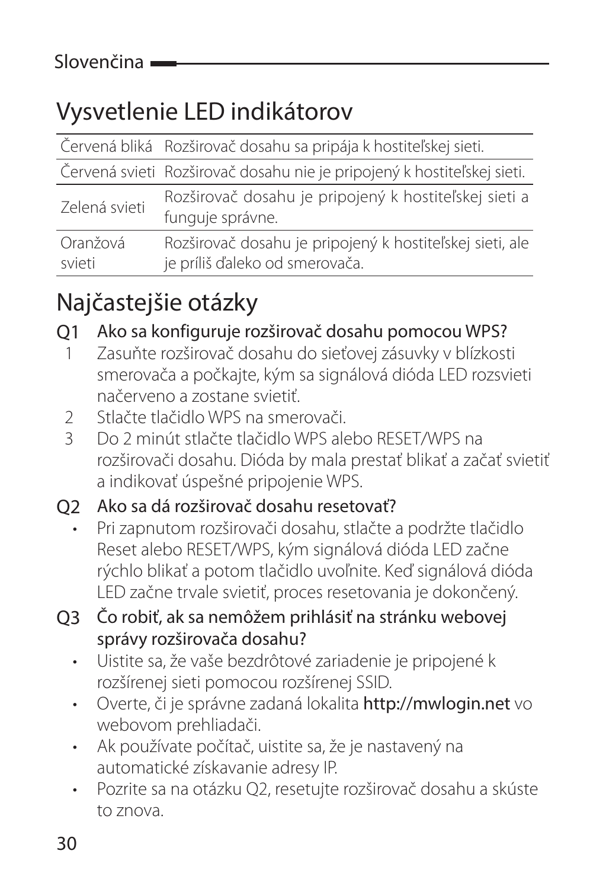# Vysvetlenie LED indikátorov

| | |
|---|---|
| Červená bliká | Rozširovač dosahu sa pripája k hostiteľskej sieti. |
| Červená svieti | Rozširovač dosahu nie je pripojený k hostiteľskej sieti. |
| Zelená svieti | Rozširovač dosahu je pripojený k hostiteľskej sieti a funguje správne. |
| Oranžová svieti | Rozširovač dosahu je pripojený k hostiteľskej sieti, ale je príliš ďaleko od smerovača. |

# Najčastejšie otázky

**Q1 Ako sa konfiguruje rozširovač dosahu pomocou WPS?**

1. Zasuňte rozširovač dosahu do sieťovej zásuvky v blízkosti smerovača a počkajte, kým sa signálová dióda LED rozsvieti načerveno a zostane svietiť.
2. Stlačte tlačidlo WPS na smerovači.
3. Do 2 minút stlačte tlačidlo WPS alebo RESET/WPS na rozširovači dosahu. Dióda by mala prestať blikať a začať svietiť a indikovať úspešné pripojenie WPS.

**Q2 Ako sa dá rozširovač dosahu resetovať?**

- Pri zapnutom rozširovači dosahu, stlačte a podržte tlačidlo Reset alebo RESET/WPS, kým signálová dióda LED začne rýchlo blikať a potom tlačidlo uvoľnite. Keď signálová dióda LED začne trvale svietiť, proces resetovania je dokončený.

**Q3 Čo robiť, ak sa nemôžem prihlásiť na stránku webovej správy rozširovača dosahu?**

- Uistite sa, že vaše bezdrôtové zariadenie je pripojené k rozšírenej sieti pomocou rozšírenej SSID.
- Overte, či je správne zadaná lokalita **http://mwlogin.net** vo webovom prehliadači.
- Ak používate počítač, uistite sa, že je nastavený na automatické získavanie adresy IP.
- Pozrite sa na otázku Q2, resetujte rozširovač dosahu a skúste to znova.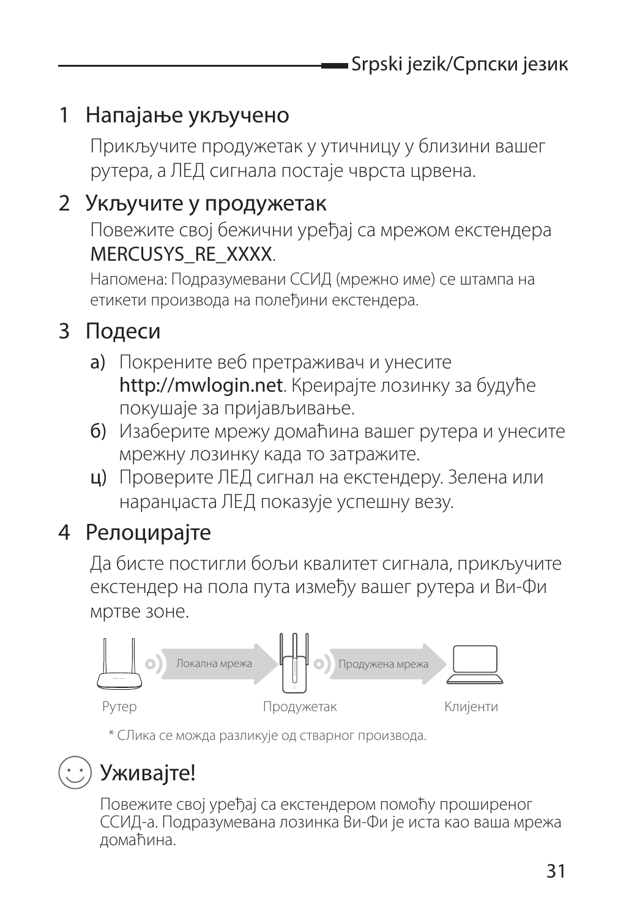## 1 Напајање укључено

Прикључите продужетак у утичницу у близини вашег рутера, а ЛЕД сигнала постаје чврста црвена.

## 2 Укључите у продужетак

Повежите свој бежични уређај са мрежом екстендера MERCUSYS_RE_XXXX.

Напомена: Подразумевани ССИД (мрежно име) се штампа на етикети производа на полеђини екстендера.

## 3 Подеси

а) Покрените веб претраживач и унесите **http://mwlogin.net**. Креирајте лозинку за будуће покушаје за пријављивање.

б) Изаберите мрежу домаћина вашег рутера и унесите мрежну лозинку када то затражите.

ц) Проверите ЛЕД сигнал на екстендеру. Зелена или наранџаста ЛЕД показује успешну везу.

## 4 Релоцирајте

Да бисте постигли бољи квалитет сигнала, прикључите екстендер на пола пута између вашег рутера и Ви-Фи мртве зоне.

Рутер — Локална мрежа — Продужетак — Продужена мрежа — Клијенти

\* СЛика се можда разликује од стварног производа.

## Уживајте!

Повежите свој уређај са екстендером помоћу проширеног ССИД-а. Подразумевана лозинка Ви-Фи је иста као ваша мрежа домаћина.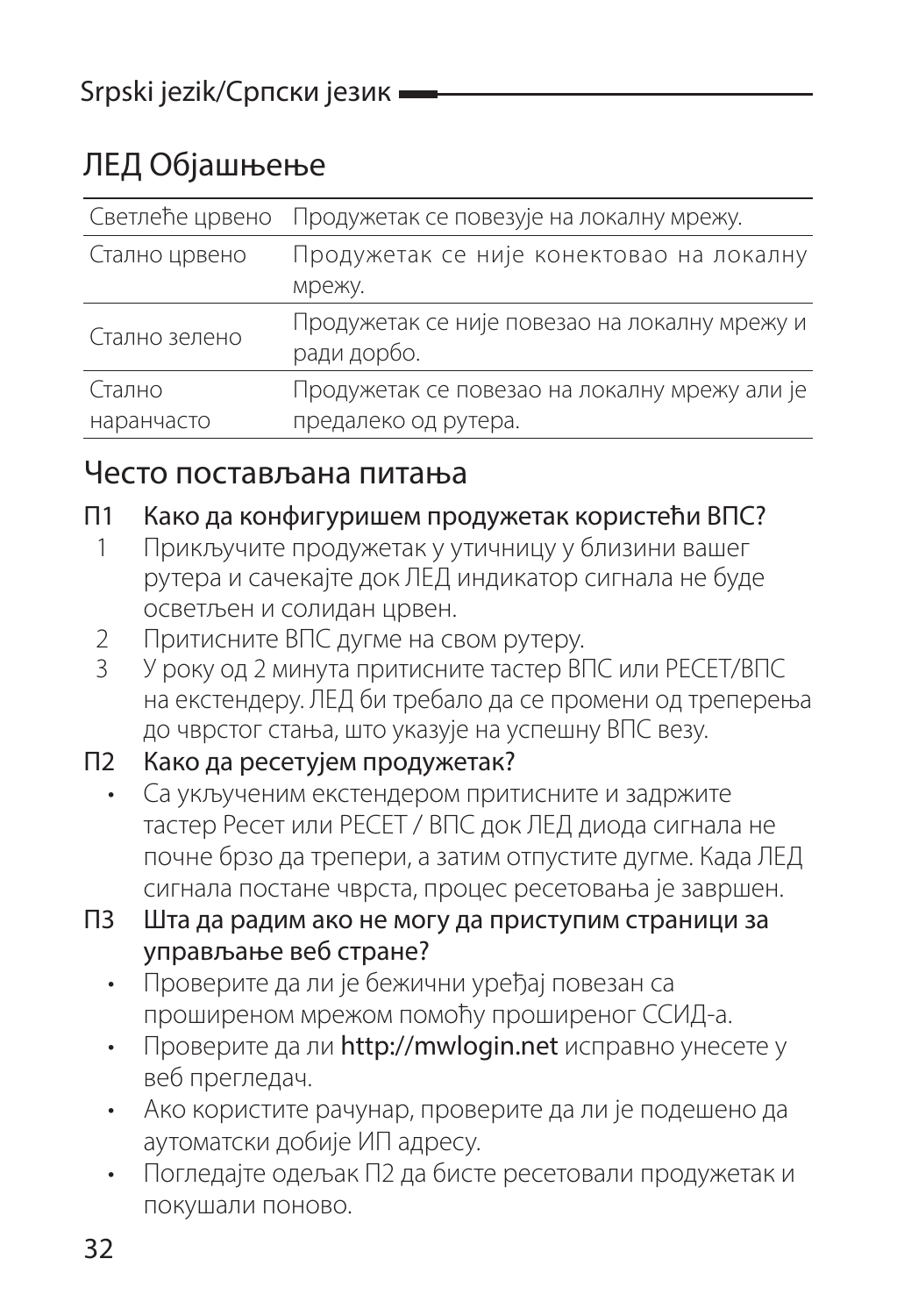# ЛЕД Објашњење

| | |
|---|---|
| Светлеће црвено | Продужетак се повезује на локалну мрежу. |
| Стално црвено | Продужетак се није конектовао на локалну мрежу. |
| Стално зелено | Продужетак се није повезао на локалну мрежу и ради дорбо. |
| Стално наранчасто | Продужетак се повезао на локалну мрежу али је предалеко од рутера. |

## Често постављана питања

**П1 Како да конфигуришем продужетак користећи ВПС?**

1. Прикључите продужетак у утичницу у близини вашег рутера и сачекајте док ЛЕД индикатор сигнала не буде осветљен и солидан црвен.
2. Притисните ВПС дугме на свом рутеру.
3. У року од 2 минута притисните тастер ВПС или РЕСЕТ/ВПС на екстендеру. ЛЕД би требало да се промени од треперења до чврстог стања, што указује на успешну ВПС везу.

**П2 Како да ресетујем продужетак?**

- Са укљученим екстендером притисните и задржите тастер Ресет или РЕСЕТ / ВПС док ЛЕД диода сигнала не почне брзо да трепери, а затим отпустите дугме. Када ЛЕД сигнала постане чврста, процес ресетовања је завршен.

**П3 Шта да радим ако не могу да приступим страници за управљање веб стране?**

- Проверите да ли је бежични уређај повезан са проширеном мрежом помоћу проширеног ССИД-а.
- Проверите да ли **http://mwlogin.net** исправно унесете у веб прегледач.
- Ако користите рачунар, проверите да ли је подешено да аутоматски добије ИП адресу.
- Погледајте одељак П2 да бисте ресетовали продужетак и покушали поново.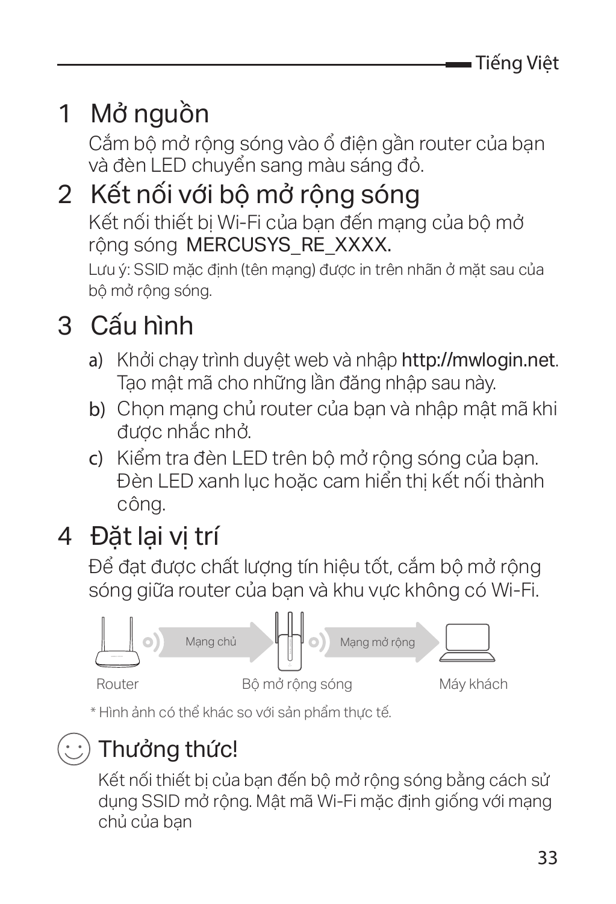## 1 Mở nguồn

Cắm bộ mở rộng sóng vào ổ điện gần router của bạn và đèn LED chuyển sang màu sáng đỏ.

## 2 Kết nối với bộ mở rộng sóng

Kết nối thiết bị Wi-Fi của bạn đến mạng của bộ mở rộng sóng MERCUSYS_RE_XXXX.

Lưu ý: SSID mặc định (tên mạng) được in trên nhãn ở mặt sau của bộ mở rộng sóng.

## 3 Cấu hình

a) Khởi chạy trình duyệt web và nhập http://mwlogin.net. Tạo mật mã cho những lần đăng nhập sau này.

b) Chọn mạng chủ router của bạn và nhập mật mã khi được nhắc nhở.

c) Kiểm tra đèn LED trên bộ mở rộng sóng của bạn. Đèn LED xanh lục hoặc cam hiển thị kết nối thành công.

## 4 Đặt lại vị trí

Để đạt được chất lượng tín hiệu tốt, cắm bộ mở rộng sóng giữa router của bạn và khu vực không có Wi-Fi.

Mạng chủ | Mạng mở rộng

Router | Bộ mở rộng sóng | Máy khách

\* Hình ảnh có thể khác so với sản phẩm thực tế.

## Thưởng thức!

Kết nối thiết bị của bạn đến bộ mở rộng sóng bằng cách sử dụng SSID mở rộng. Mật mã Wi-Fi mặc định giống với mạng chủ của bạn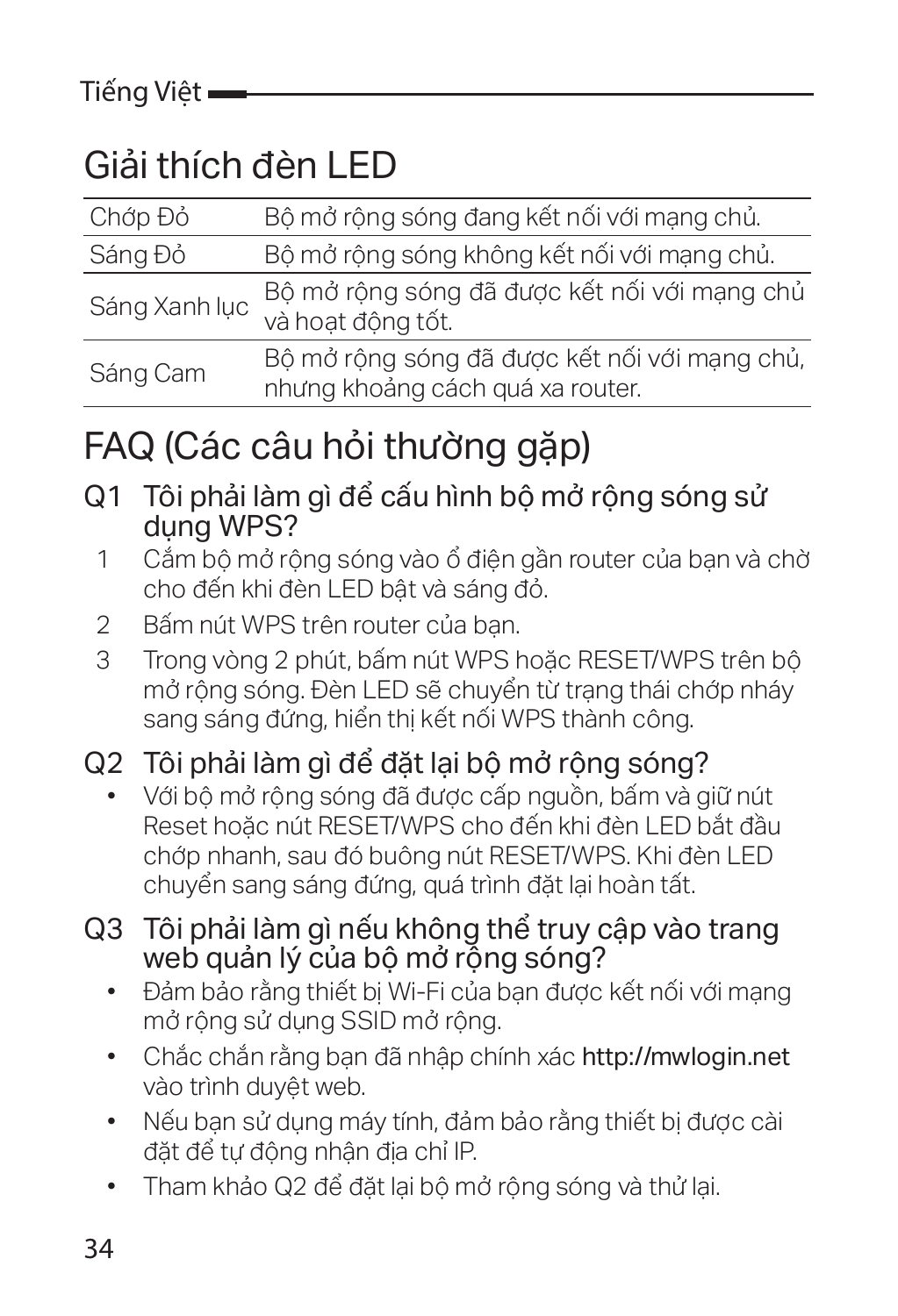# Giải thích đèn LED

| | |
|---|---|
| Chớp Đỏ | Bộ mở rộng sóng đang kết nối với mạng chủ. |
| Sáng Đỏ | Bộ mở rộng sóng không kết nối với mạng chủ. |
| Sáng Xanh lục | Bộ mở rộng sóng đã được kết nối với mạng chủ và hoạt động tốt. |
| Sáng Cam | Bộ mở rộng sóng đã được kết nối với mạng chủ, nhưng khoảng cách quá xa router. |

# FAQ (Các câu hỏi thường gặp)

## Q1 Tôi phải làm gì để cấu hình bộ mở rộng sóng sử dụng WPS?

1. Cắm bộ mở rộng sóng vào ổ điện gần router của bạn và chờ cho đến khi đèn LED bật và sáng đỏ.
2. Bấm nút WPS trên router của bạn.
3. Trong vòng 2 phút, bấm nút WPS hoặc RESET/WPS trên bộ mở rộng sóng. Đèn LED sẽ chuyển từ trạng thái chớp nháy sang sáng đứng, hiển thị kết nối WPS thành công.

## Q2 Tôi phải làm gì để đặt lại bộ mở rộng sóng?

- Với bộ mở rộng sóng đã được cấp nguồn, bấm và giữ nút Reset hoặc nút RESET/WPS cho đến khi đèn LED bắt đầu chớp nhanh, sau đó buông nút RESET/WPS. Khi đèn LED chuyển sang sáng đứng, quá trình đặt lại hoàn tất.

## Q3 Tôi phải làm gì nếu không thể truy cập vào trang web quản lý của bộ mở rộng sóng?

- Đảm bảo rằng thiết bị Wi-Fi của bạn được kết nối với mạng mở rộng sử dụng SSID mở rộng.
- Chắc chắn rằng bạn đã nhập chính xác http://mwlogin.net vào trình duyệt web.
- Nếu bạn sử dụng máy tính, đảm bảo rằng thiết bị được cài đặt để tự động nhận địa chỉ IP.
- Tham khảo Q2 để đặt lại bộ mở rộng sóng và thử lại.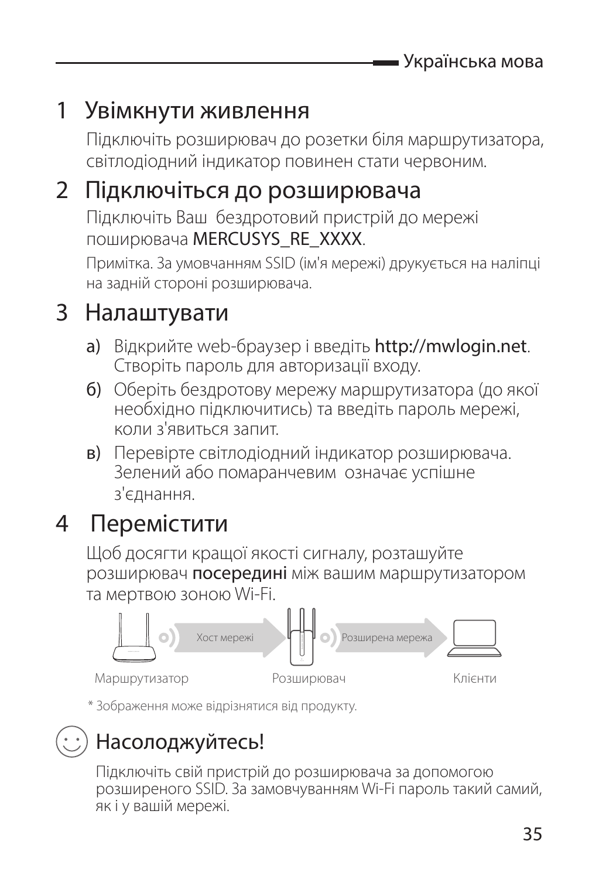## 1 Увімкнути живлення

Підключіть розширювач до розетки біля маршрутизатора, світлодіодний індикатор повинен стати червоним.

## 2 Підключіться до розширювача

Підключіть Ваш  бездротовий пристрій до мережі поширювача **MERCUSYS_RE_XXXX**.

Примітка. За умовчанням SSID (ім'я мережі) друкується на наліпці на задній стороні розширювача.

## 3 Налаштувати

а) Відкрийте web-браузер і введіть **http://mwlogin.net**. Створіть пароль для авторизації входу.

б) Оберіть бездротову мережу маршрутизатора (до якої необхідно підключитись) та введіть пароль мережі, коли з'явиться запит.

в) Перевірте світлодіодний індикатор розширювача. Зелений або помаранчевим  означає успішне з'єднання.

## 4 Перемістити

Щоб досягти кращої якості сигналу, розташуйте розширювач **посередині** між вашим маршрутизатором та мертвою зоною Wi-Fi.

Хост мережі — Розширена мережа

Маршрутизатор — Розширювач — Клієнти

\* Зображення може відрізнятися від продукту.

## Насолоджуйтесь!

Підключіть свій пристрій до розширювача за допомогою розширеного SSID. За замовчуванням Wi-Fi пароль такий самий, як і у вашій мережі.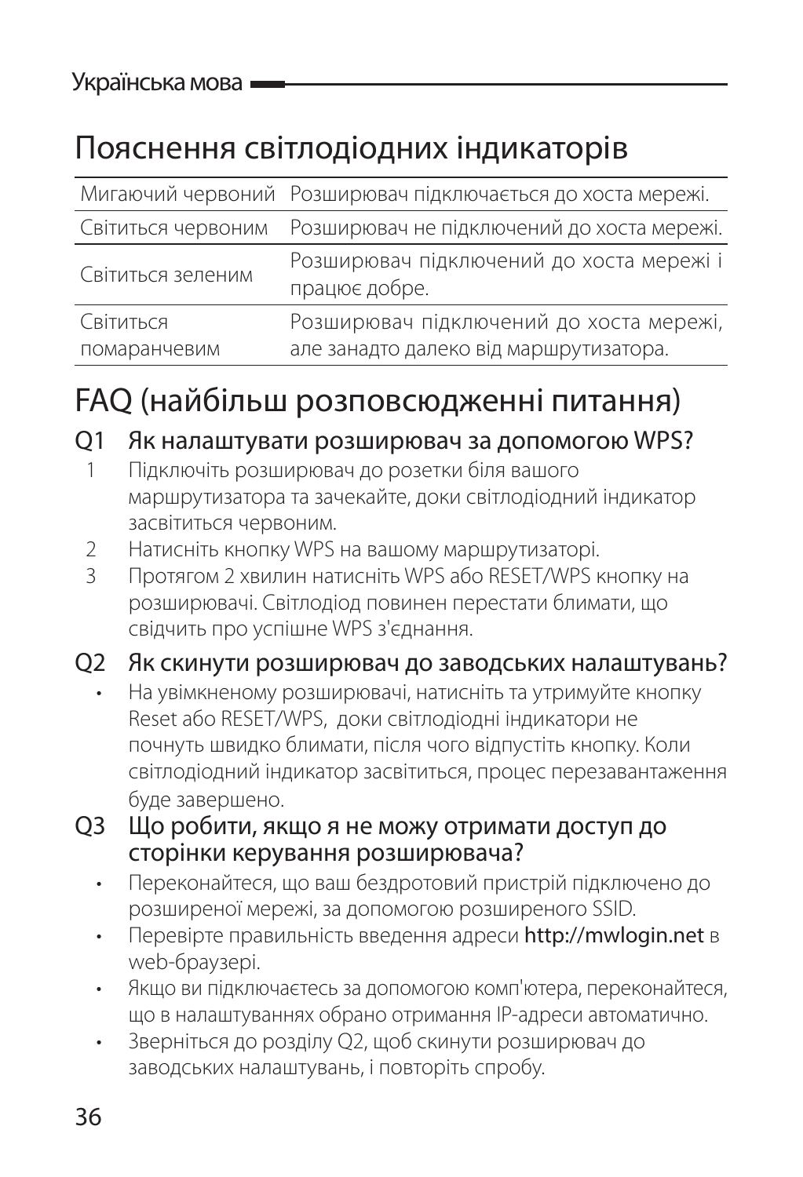# Пояснення світлодіодних індикаторів

| | |
|---|---|
| Мигаючий червоний | Розширювач підключається до хоста мережі. |
| Світиться червоним | Розширювач не підключений до хоста мережі. |
| Світиться зеленим | Розширювач підключений до хоста мережі і працює добре. |
| Світиться помаранчевим | Розширювач підключений до хоста мережі, але занадто далеко від маршрутизатора. |

# FAQ (найбільш розповсюдженні питання)

## Q1 Як налаштувати розширювач за допомогою WPS?

1. Підключіть розширювач до розетки біля вашого маршрутизатора та зачекайте, доки світлодіодний індикатор засвітиться червоним.
2. Натисніть кнопку WPS на вашому маршрутизаторі.
3. Протягом 2 хвилин натисніть WPS або RESET/WPS кнопку на розширювачі. Світлодіод повинен перестати блимати, що свідчить про успішне WPS з'єднання.

## Q2 Як скинути розширювач до заводських налаштувань?

- На увімкненому розширювачі, натисніть та утримуйте кнопку Reset або RESET/WPS, доки світлодіодні індикатори не почнуть швидко блимати, після чого відпустіть кнопку. Коли світлодіодний індикатор засвітиться, процес перезавантаження буде завершено.

## Q3 Що робити, якщо я не можу отримати доступ до сторінки керування розширювача?

- Переконайтеся, що ваш бездротовий пристрій підключено до розширеної мережі, за допомогою розширеного SSID.
- Перевірте правильність введення адреси **http://mwlogin.net** в web-браузері.
- Якщо ви підключаєтесь за допомогою комп'ютера, переконайтеся, що в налаштуваннях обрано отримання IP-адреси автоматично.
- Зверніться до розділу Q2, щоб скинути розширювач до заводських налаштувань, і повторіть спробу.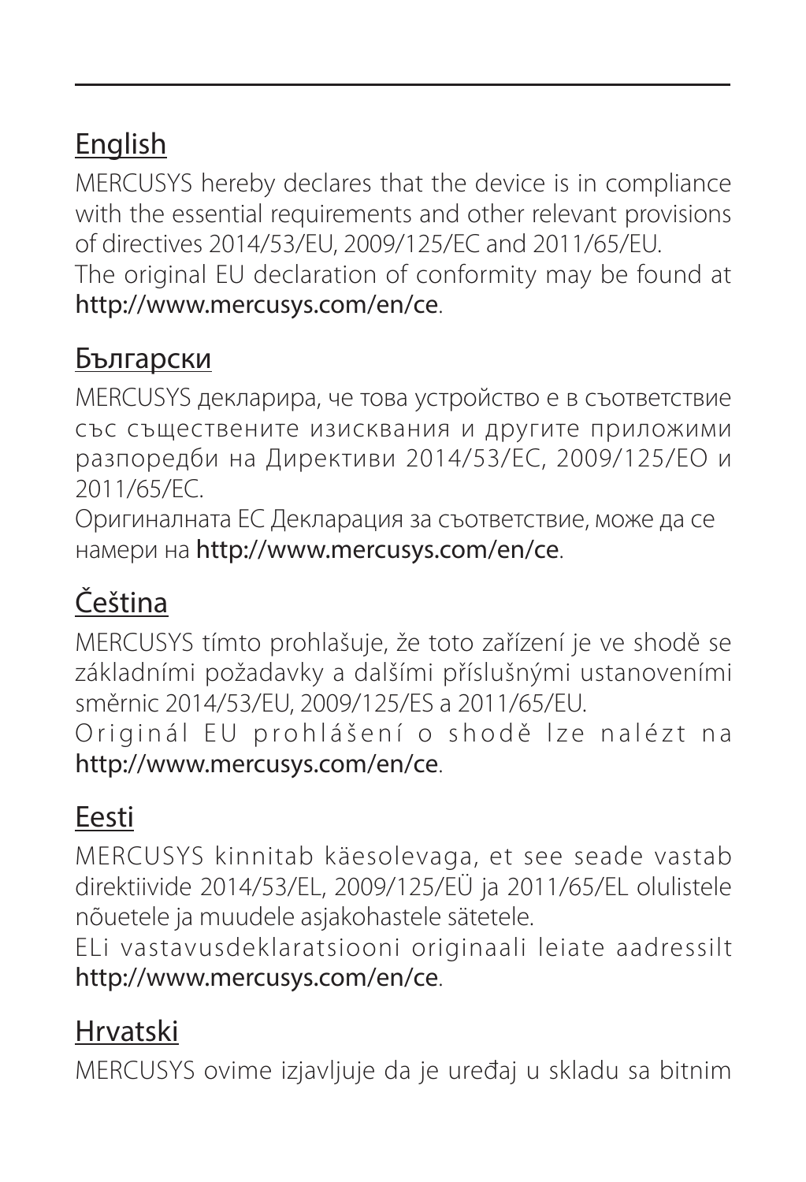## English

MERCUSYS hereby declares that the device is in compliance with the essential requirements and other relevant provisions of directives 2014/53/EU, 2009/125/EC and 2011/65/EU.
The original EU declaration of conformity may be found at http://www.mercusys.com/en/ce.

## Български

MERCUSYS декларира, че това устройство е в съответствие със съществените изисквания и другите приложими разпоредби на Директиви 2014/53/ЕС, 2009/125/ЕО и 2011/65/ЕС.
Оригиналната ЕС Декларация за съответствие, може да се намери на http://www.mercusys.com/en/ce.

## Čeština

MERCUSYS tímto prohlašuje, že toto zařízení je ve shodě se základními požadavky a dalšími příslušnými ustanoveními směrnic 2014/53/EU, 2009/125/ES a 2011/65/EU.
Originál EU prohlášení o shodě lze nalézt na http://www.mercusys.com/en/ce.

## Eesti

MERCUSYS kinnitab käesolevaga, et see seade vastab direktiivide 2014/53/EL, 2009/125/EÜ ja 2011/65/EL olulistele nõuetele ja muudele asjakohastele sätetele.
ELi vastavusdeklaratsiooni originaali leiate aadressilt http://www.mercusys.com/en/ce.

## Hrvatski

MERCUSYS ovime izjavljuje da je uređaj u skladu sa bitnim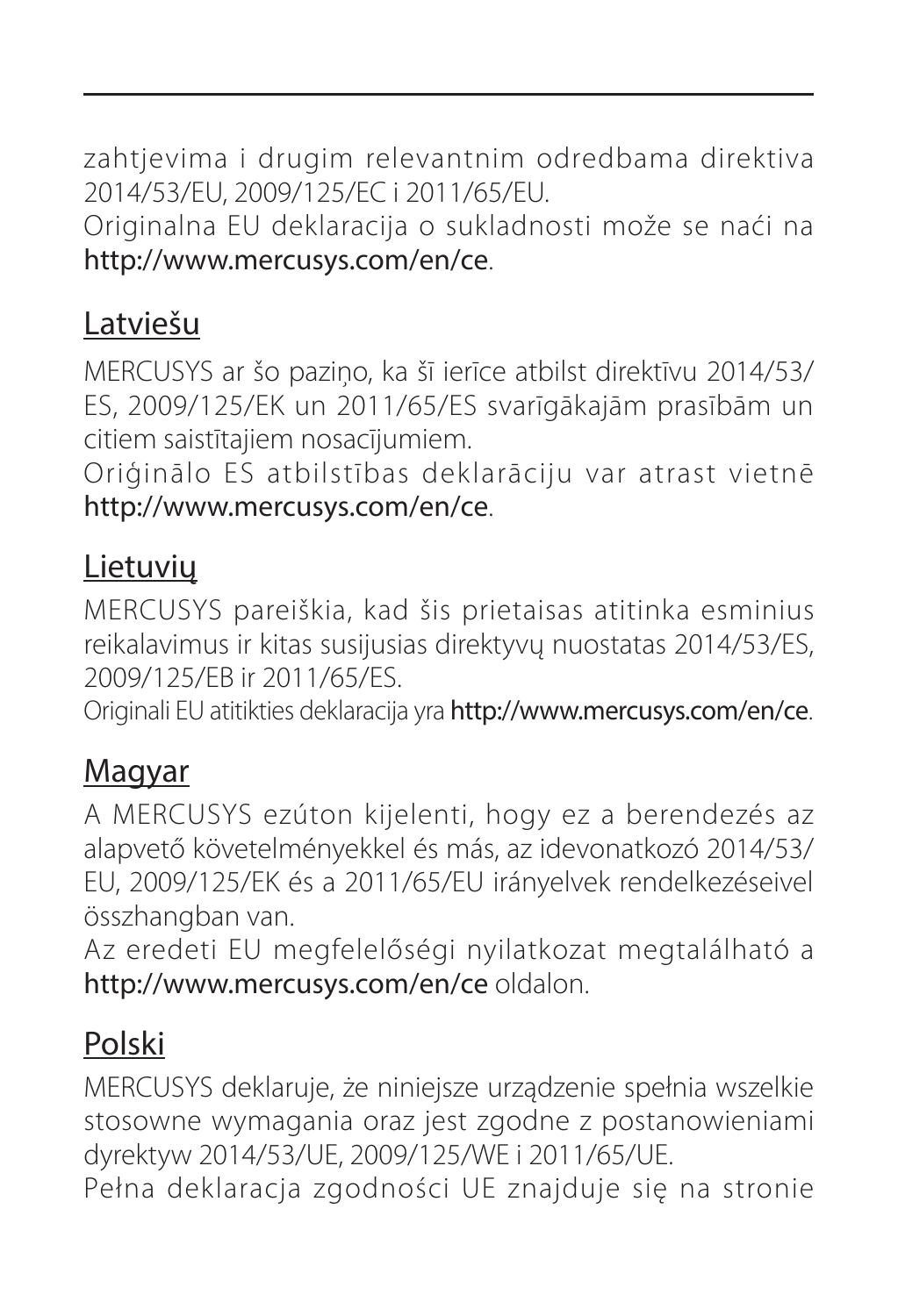zahtjevima i drugim relevantnim odredbama direktiva 2014/53/EU, 2009/125/EC i 2011/65/EU.
Originalna EU deklaracija o sukladnosti može se naći na http://www.mercusys.com/en/ce.

## Latviešu

MERCUSYS ar šo paziņo, ka šī ierīce atbilst direktīvu 2014/53/ES, 2009/125/EK un 2011/65/ES svarīgākajām prasībām un citiem saistītajiem nosacījumiem.
Oriģinālo ES atbilstības deklarāciju var atrast vietnē http://www.mercusys.com/en/ce.

## Lietuvių

MERCUSYS pareiškia, kad šis prietaisas atitinka esminius reikalavimus ir kitas susijusias direktyvų nuostatas 2014/53/ES, 2009/125/EB ir 2011/65/ES.
Originali EU atitikties deklaracija yra http://www.mercusys.com/en/ce.

## Magyar

A MERCUSYS ezúton kijelenti, hogy ez a berendezés az alapvető követelményekkel és más, az idevonatkozó 2014/53/EU, 2009/125/EK és a 2011/65/EU irányelvek rendelkezéseivel összhangban van.
Az eredeti EU megfelelőségi nyilatkozat megtalálható a http://www.mercusys.com/en/ce oldalon.

## Polski

MERCUSYS deklaruje, że niniejsze urządzenie spełnia wszelkie stosowne wymagania oraz jest zgodne z postanowieniami dyrektyw 2014/53/UE, 2009/125/WE i 2011/65/UE.
Pełna deklaracja zgodności UE znajduje się na stronie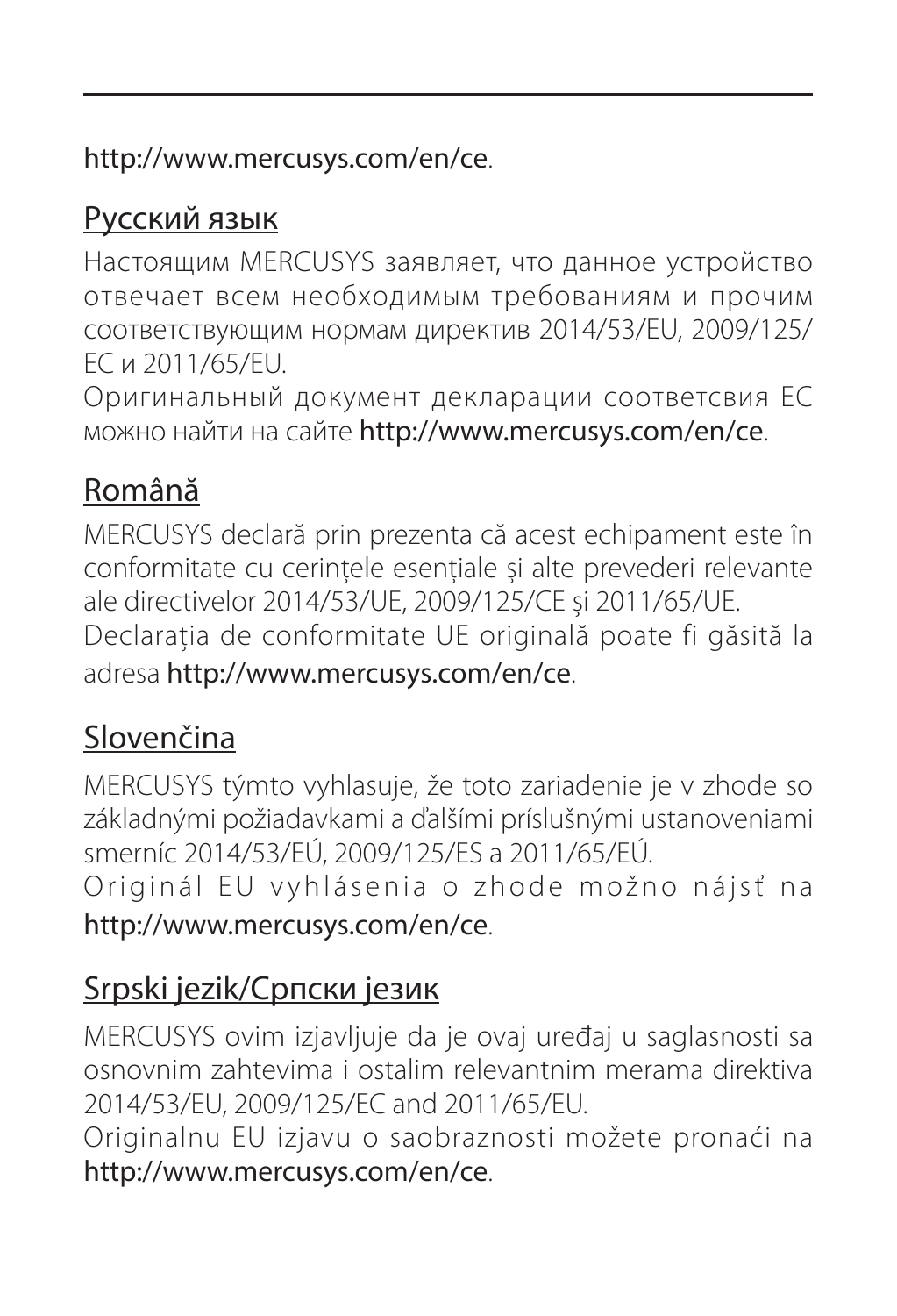http://www.mercusys.com/en/ce.

## Русский язык

Настоящим MERCUSYS заявляет, что данное устройство отвечает всем необходимым требованиям и прочим соответствующим нормам директив 2014/53/EU, 2009/125/EC и 2011/65/EU.

Оригинальный документ декларации соответсвия ЕС можно найти на сайте **http://www.mercusys.com/en/ce**.

## Română

MERCUSYS declară prin prezenta că acest echipament este în conformitate cu cerinţele esenţiale şi alte prevederi relevante ale directivelor 2014/53/UE, 2009/125/CE şi 2011/65/UE.

Declaraţia de conformitate UE originală poate fi găsită la adresa **http://www.mercusys.com/en/ce**.

## Slovenčina

MERCUSYS týmto vyhlasuje, že toto zariadenie je v zhode so základnými požiadavkami a ďalšími príslušnými ustanoveniami smerníc 2014/53/EÚ, 2009/125/ES a 2011/65/EÚ.

Originál EU vyhlásenia o zhode možno nájsť na http://www.mercusys.com/en/ce.

## Srpski jezik/Српски језик

MERCUSYS ovim izjavljuje da je ovaj uređaj u saglasnosti sa osnovnim zahtevima i ostalim relevantnim merama direktiva 2014/53/EU, 2009/125/EC and 2011/65/EU.

Originalnu EU izjavu o saobraznosti možete pronaći na http://www.mercusys.com/en/ce.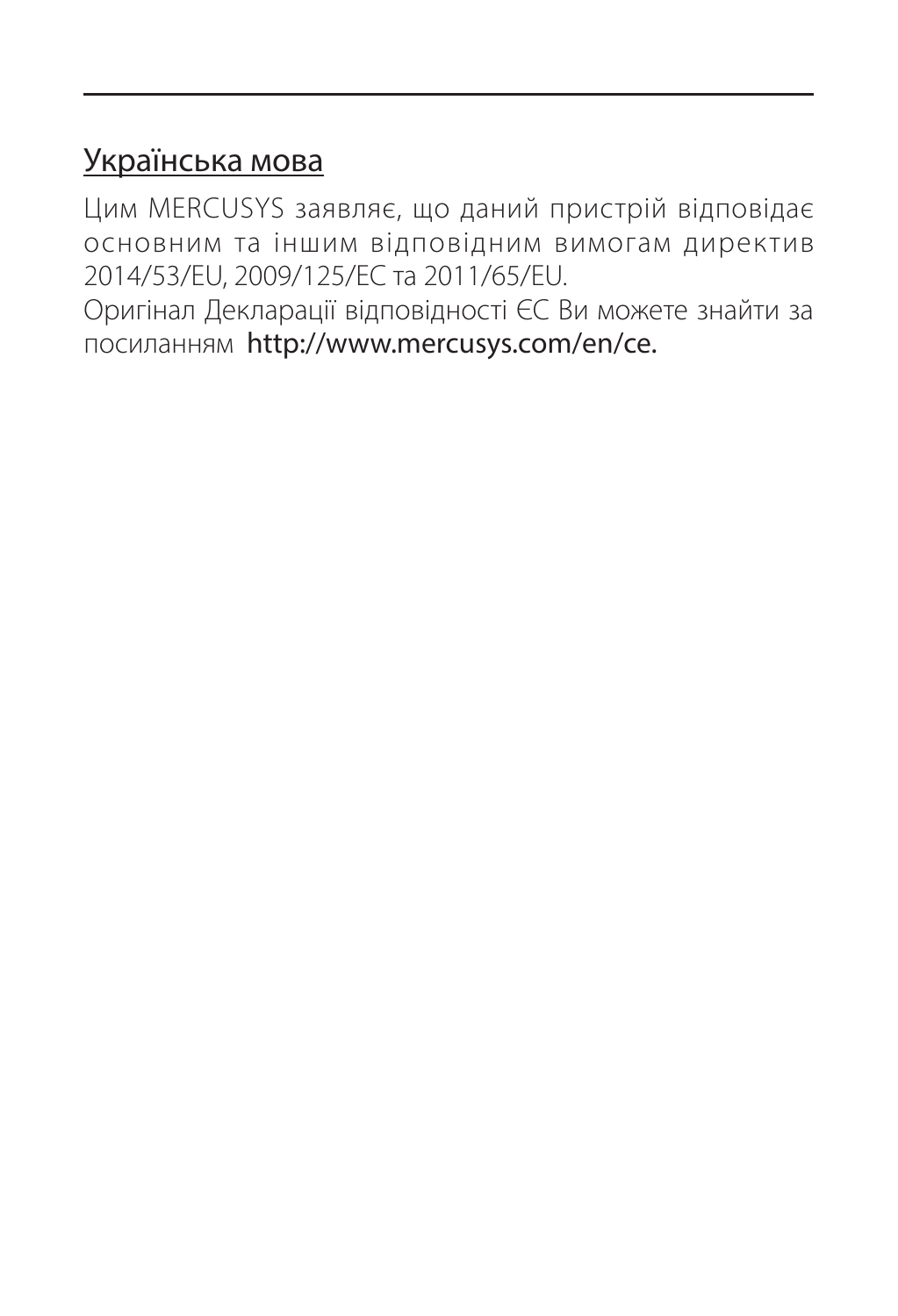## Українська мова

Цим MERCUSYS заявляє, що даний пристрій відповідає основним та іншим відповідним вимогам директив 2014/53/EU, 2009/125/EC та 2011/65/EU.

Оригінал Декларації відповідності ЄС Ви можете знайти за посиланням http://www.mercusys.com/en/ce.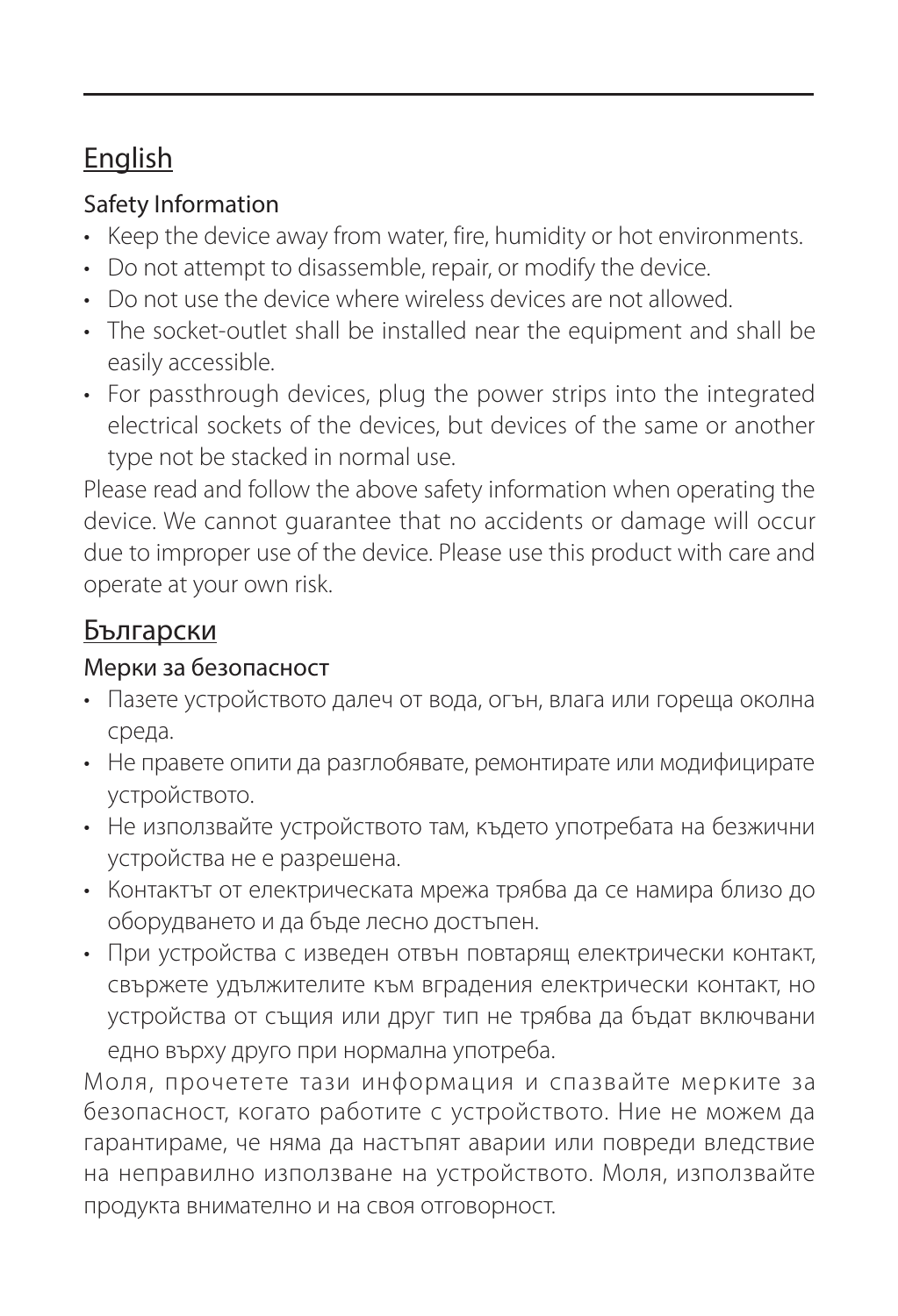## English

### Safety Information

- Keep the device away from water, fire, humidity or hot environments.
- Do not attempt to disassemble, repair, or modify the device.
- Do not use the device where wireless devices are not allowed.
- The socket-outlet shall be installed near the equipment and shall be easily accessible.
- For passthrough devices, plug the power strips into the integrated electrical sockets of the devices, but devices of the same or another type not be stacked in normal use.

Please read and follow the above safety information when operating the device. We cannot guarantee that no accidents or damage will occur due to improper use of the device. Please use this product with care and operate at your own risk.

## Български

### Мерки за безопасност

- Пазете устройството далеч от вода, огън, влага или гореща околна среда.
- Не правете опити да разглобявате, ремонтирате или модифицирате устройството.
- Не използвайте устройството там, където употребата на безжични устройства не е разрешена.
- Контактът от електрическата мрежа трябва да се намира близо до оборудването и да бъде лесно достъпен.
- При устройства с изведен отвън повтарящ електрически контакт, свържете удължителите към вградения електрически контакт, но устройства от същия или друг тип не трябва да бъдат включвани едно върху друго при нормална употреба.

Моля, прочетете тази информация и спазвайте мерките за безопасност, когато работите с устройството. Ние не можем да гарантираме, че няма да настъпят аварии или повреди вследствие на неправилно използване на устройството. Моля, използвайте продукта внимателно и на своя отговорност.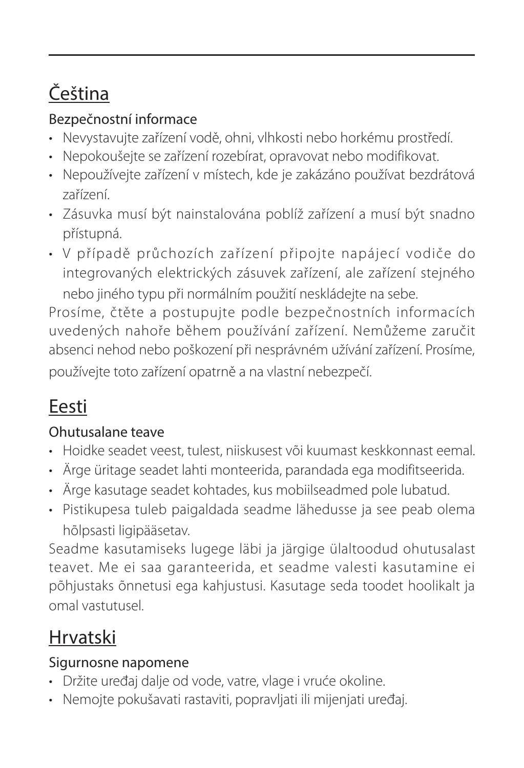## Čeština

### Bezpečnostní informace

- Nevystavujte zařízení vodě, ohni, vlhkosti nebo horkému prostředí.
- Nepokoušejte se zařízení rozebírat, opravovat nebo modifikovat.
- Nepoužívejte zařízení v místech, kde je zakázáno používat bezdrátová zařízení.
- Zásuvka musí být nainstalována poblíž zařízení a musí být snadno přístupná.
- V případě průchozích zařízení připojte napájecí vodiče do integrovaných elektrických zásuvek zařízení, ale zařízení stejného nebo jiného typu při normálním použití neskládejte na sebe.

Prosíme, čtěte a postupujte podle bezpečnostních informacích uvedených nahoře během používání zařízení. Nemůžeme zaručit absenci nehod nebo poškození při nesprávném užívání zařízení. Prosíme, používejte toto zařízení opatrně a na vlastní nebezpečí.

## Eesti

### Ohutusalane teave

- Hoidke seadet veest, tulest, niiskusest või kuumast keskkonnast eemal.
- Ärge üritage seadet lahti monteerida, parandada ega modifitseerida.
- Ärge kasutage seadet kohtades, kus mobiilseadmed pole lubatud.
- Pistikupesa tuleb paigaldada seadme lähedusse ja see peab olema hõlpsasti ligipääsetav.

Seadme kasutamiseks lugege läbi ja järgige ülaltoodud ohutusalast teavet. Me ei saa garanteerida, et seadme valesti kasutamine ei põhjustaks õnnetusi ega kahjustusi. Kasutage seda toodet hoolikalt ja omal vastutusel.

## Hrvatski

### Sigurnosne napomene

- Držite uređaj dalje od vode, vatre, vlage i vruće okoline.
- Nemojte pokušavati rastaviti, popravljati ili mijenjati uređaj.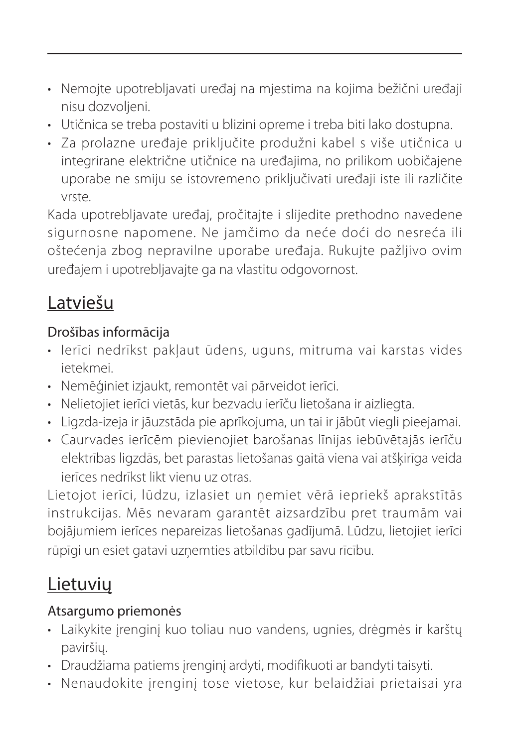- Nemojte upotrebljavati uređaj na mjestima na kojima bežični uređaji nisu dozvoljeni.
- Utičnica se treba postaviti u blizini opreme i treba biti lako dostupna.
- Za prolazne uređaje priključite produžni kabel s više utičnica u integrirane električne utičnice na uređajima, no prilikom uobičajene uporabe ne smiju se istovremeno priključivati uređaji iste ili različite vrste.

Kada upotrebljavate uređaj, pročitajte i slijedite prethodno navedene sigurnosne napomene. Ne jamčimo da neće doći do nesreća ili oštećenja zbog nepravilne uporabe uređaja. Rukujte pažljivo ovim uređajem i upotrebljavajte ga na vlastitu odgovornost.

## Latviešu

### Drošības informācija

- Ierīci nedrīkst pakļaut ūdens, uguns, mitruma vai karstas vides ietekmei.
- Nemēģiniet izjaukt, remontēt vai pārveidot ierīci.
- Nelietojiet ierīci vietās, kur bezvadu ierīču lietošana ir aizliegta.
- Ligzda-izeja ir jāuzstāda pie aprīkojuma, un tai ir jābūt viegli pieejamai.
- Caurvades ierīcēm pievienojiet barošanas līnijas iebūvētajās ierīču elektrības ligzdās, bet parastas lietošanas gaitā viena vai atšķirīga veida ierīces nedrīkst likt vienu uz otras.

Lietojot ierīci, lūdzu, izlasiet un ņemiet vērā iepriekš aprakstītās instrukcijas. Mēs nevaram garantēt aizsardzību pret traumām vai bojājumiem ierīces nepareizas lietošanas gadījumā. Lūdzu, lietojiet ierīci rūpīgi un esiet gatavi uzņemties atbildību par savu rīcību.

## Lietuvių

### Atsargumo priemonės

- Laikykite įrenginį kuo toliau nuo vandens, ugnies, drėgmės ir karštų paviršių.
- Draudžiama patiems įrenginį ardyti, modifikuoti ar bandyti taisyti.
- Nenaudokite įrenginį tose vietose, kur belaidžiai prietaisai yra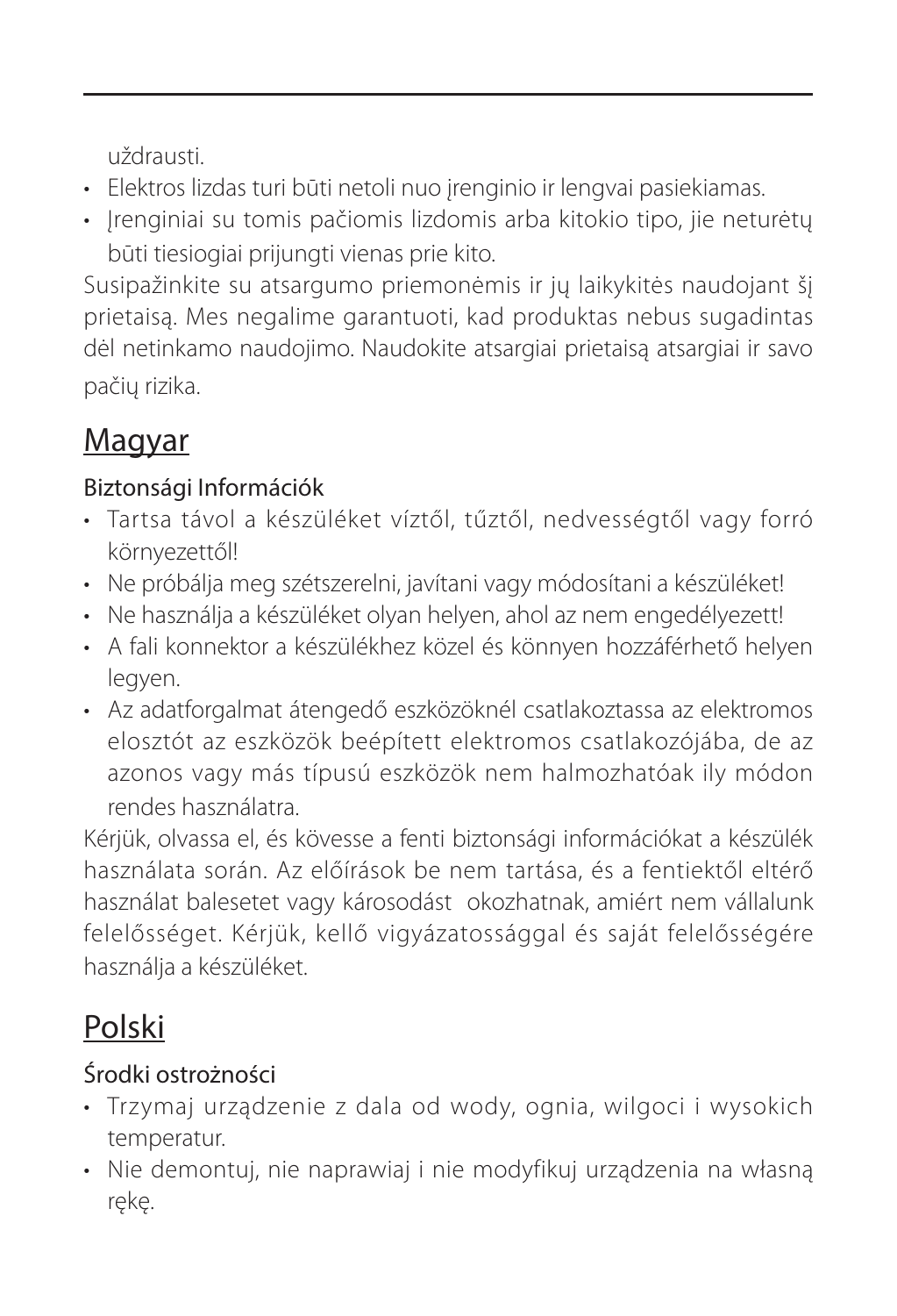uždrausti.

- Elektros lizdas turi būti netoli nuo įrenginio ir lengvai pasiekiamas.
- Įrenginiai su tomis pačiomis lizdomis arba kitokio tipo, jie neturėtų būti tiesiogiai prijungti vienas prie kito.

Susipažinkite su atsargumo priemonėmis ir jų laikykitės naudojant šį prietaisą. Mes negalime garantuoti, kad produktas nebus sugadintas dėl netinkamo naudojimo. Naudokite atsargiai prietaisą atsargiai ir savo pačių rizika.

## Magyar

### Biztonsági Információk

- Tartsa távol a készüléket víztől, tűztől, nedvességtől vagy forró környezettől!
- Ne próbálja meg szétszerelni, javítani vagy módosítani a készüléket!
- Ne használja a készüléket olyan helyen, ahol az nem engedélyezett!
- A fali konnektor a készülékhez közel és könnyen hozzáférhető helyen legyen.
- Az adatforgalmat átengedő eszközöknél csatlakoztassa az elektromos elosztót az eszközök beépített elektromos csatlakozójába, de az azonos vagy más típusú eszközök nem halmozhatóak ily módon rendes használatra.

Kérjük, olvassa el, és kövesse a fenti biztonsági információkat a készülék használata során. Az előírások be nem tartása, és a fentiektől eltérő használat balesetet vagy károsodást okozhatnak, amiért nem vállalunk felelősséget. Kérjük, kellő vigyázatossággal és saját felelősségére használja a készüléket.

## Polski

### Środki ostrożności

- Trzymaj urządzenie z dala od wody, ognia, wilgoci i wysokich temperatur.
- Nie demontuj, nie naprawiaj i nie modyfikuj urządzenia na własną rękę.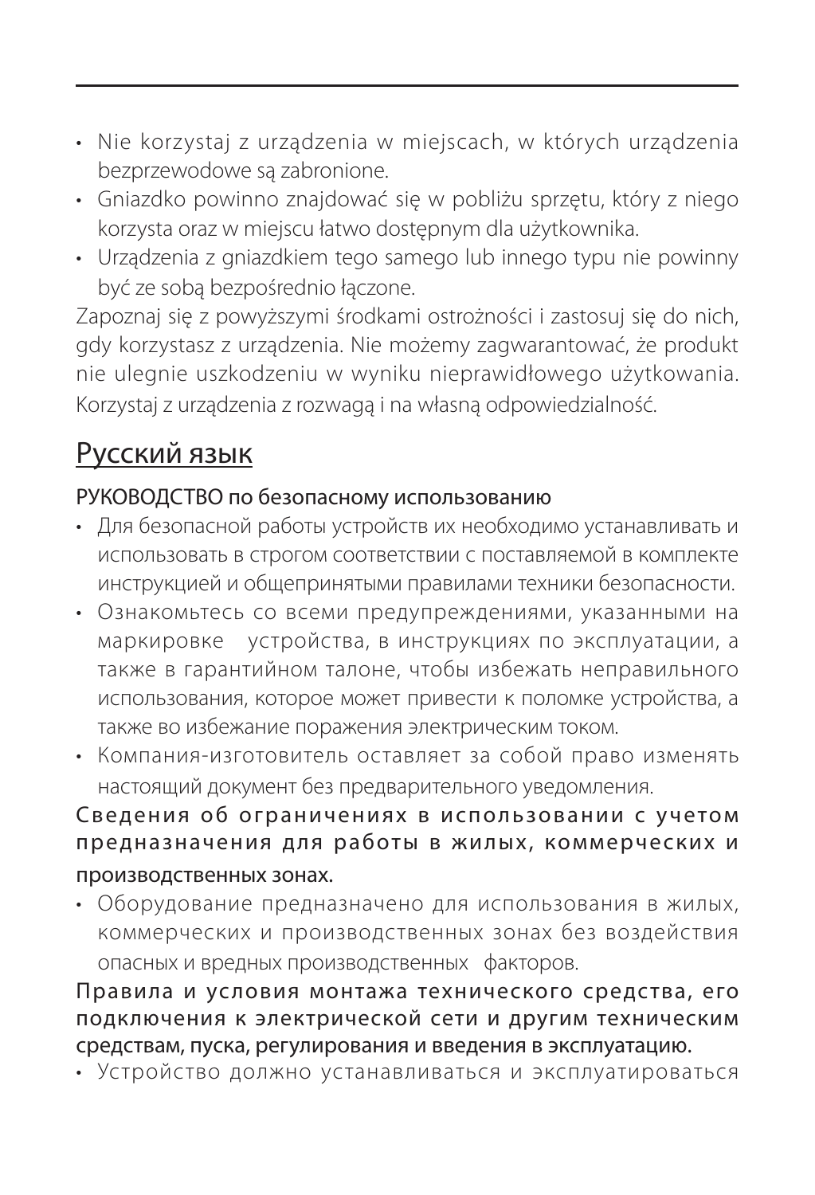- Nie korzystaj z urządzenia w miejscach, w których urządzenia bezprzewodowe są zabronione.
- Gniazdko powinno znajdować się w pobliżu sprzętu, który z niego korzysta oraz w miejscu łatwo dostępnym dla użytkownika.
- Urządzenia z gniazdkiem tego samego lub innego typu nie powinny być ze sobą bezpośrednio łączone.

Zapoznaj się z powyższymi środkami ostrożności i zastosuj się do nich, gdy korzystasz z urządzenia. Nie możemy zagwarantować, że produkt nie ulegnie uszkodzeniu w wyniku nieprawidłowego użytkowania. Korzystaj z urządzenia z rozwagą i na własną odpowiedzialność.

## Русский язык

РУКОВОДСТВО по безопасному использованию

- Для безопасной работы устройств их необходимо устанавливать и использовать в строгом соответствии с поставляемой в комплекте инструкцией и общепринятыми правилами техники безопасности.
- Ознакомьтесь со всеми предупреждениями, указанными на маркировке устройства, в инструкциях по эксплуатации, а также в гарантийном талоне, чтобы избежать неправильного использования, которое может привести к поломке устройства, а также во избежание поражения электрическим током.
- Компания-изготовитель оставляет за собой право изменять настоящий документ без предварительного уведомления.

Сведения об ограничениях в использовании с учетом предназначения для работы в жилых, коммерческих и производственных зонах.

- Оборудование предназначено для использования в жилых, коммерческих и производственных зонах без воздействия опасных и вредных производственных факторов.

Правила и условия монтажа технического средства, его подключения к электрической сети и другим техническим средствам, пуска, регулирования и введения в эксплуатацию.

- Устройство должно устанавливаться и эксплуатироваться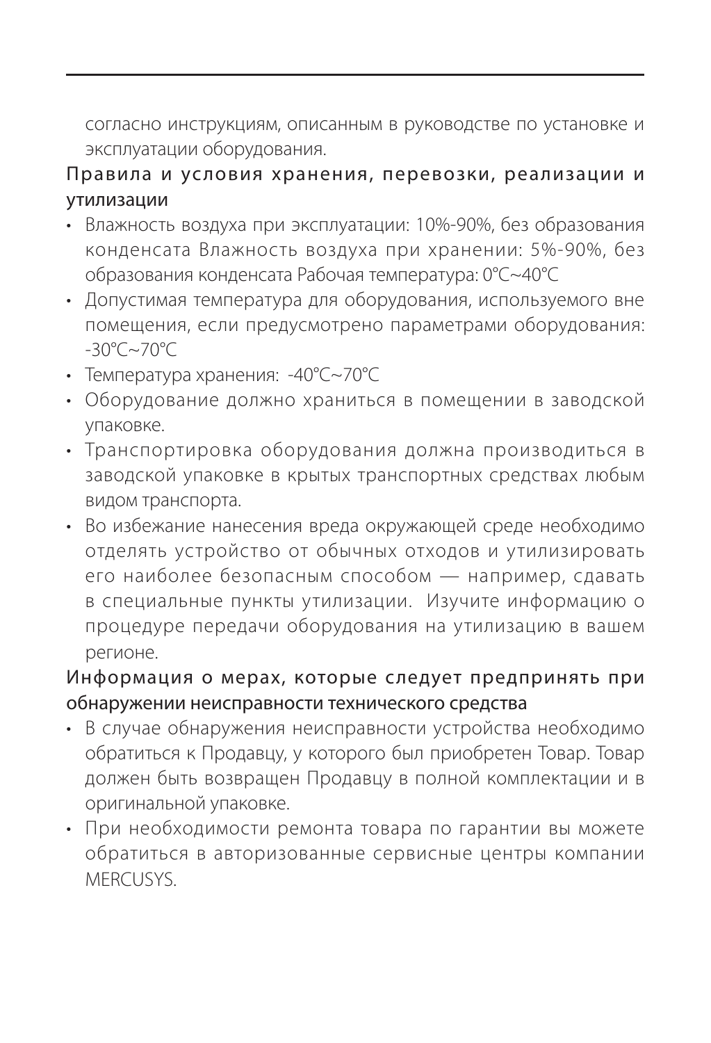согласно инструкциям, описанным в руководстве по установке и эксплуатации оборудования.

## Правила и условия хранения, перевозки, реализации и утилизации

- Влажность воздуха при эксплуатации: 10%-90%, без образования конденсата Влажность воздуха при хранении: 5%-90%, без образования конденсата Рабочая температура: 0°C~40°C
- Допустимая температура для оборудования, используемого вне помещения, если предусмотрено параметрами оборудования: -30°C~70°C
- Температура хранения: -40°C~70°C
- Оборудование должно храниться в помещении в заводской упаковке.
- Транспортировка оборудования должна производиться в заводской упаковке в крытых транспортных средствах любым видом транспорта.
- Во избежание нанесения вреда окружающей среде необходимо отделять устройство от обычных отходов и утилизировать его наиболее безопасным способом — например, сдавать в специальные пункты утилизации. Изучите информацию о процедуре передачи оборудования на утилизацию в вашем регионе.

## Информация о мерах, которые следует предпринять при обнаружении неисправности технического средства

- В случае обнаружения неисправности устройства необходимо обратиться к Продавцу, у которого был приобретен Товар. Товар должен быть возвращен Продавцу в полной комплектации и в оригинальной упаковке.
- При необходимости ремонта товара по гарантии вы можете обратиться в авторизованные сервисные центры компании MERCUSYS.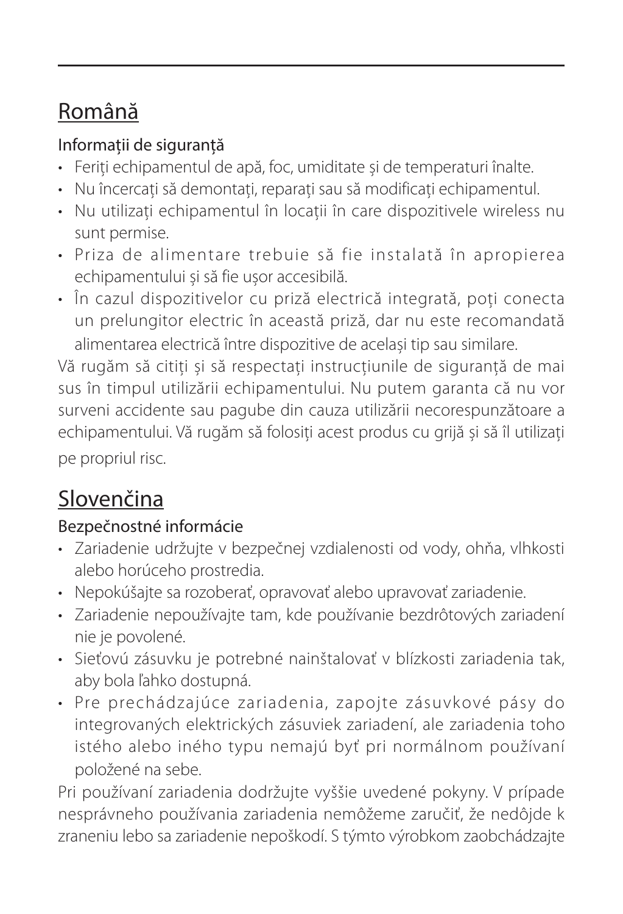## Română

### Informații de siguranță

- Feriți echipamentul de apă, foc, umiditate şi de temperaturi înalte.
- Nu încercaţi să demontaţi, reparaţi sau să modificaţi echipamentul.
- Nu utilizaţi echipamentul în locaţii în care dispozitivele wireless nu sunt permise.
- Priza de alimentare trebuie să fie instalată în apropierea echipamentului şi să fie uşor accesibilă.
- În cazul dispozitivelor cu priză electrică integrată, poți conecta un prelungitor electric în această priză, dar nu este recomandată alimentarea electrică între dispozitive de același tip sau similare.

Vă rugăm să citiți și să respectați instrucțiunile de siguranță de mai sus în timpul utilizării echipamentului. Nu putem garanta că nu vor surveni accidente sau pagube din cauza utilizării necorespunzătoare a echipamentului. Vă rugăm să folosiți acest produs cu grijă și să îl utilizaţi pe propriul risc.

## Slovenčina

### Bezpečnostné informácie

- Zariadenie udržujte v bezpečnej vzdialenosti od vody, ohňa, vlhkosti alebo horúceho prostredia.
- Nepokúšajte sa rozoberať, opravovať alebo upravovať zariadenie.
- Zariadenie nepoužívajte tam, kde používanie bezdrôtových zariadení nie je povolené.
- Sieťovú zásuvku je potrebné nainštalovať v blízkosti zariadenia tak, aby bola ľahko dostupná.
- Pre prechádzajúce zariadenia, zapojte zásuvkové pásy do integrovaných elektrických zásuviek zariadení, ale zariadenia toho istého alebo iného typu nemajú byť pri normálnom používaní položené na sebe.

Pri používaní zariadenia dodržujte vyššie uvedené pokyny. V prípade nesprávneho používania zariadenia nemôžeme zaručiť, že nedôjde k zraneniu lebo sa zariadenie nepoškodí. S týmto výrobkom zaobchádzajte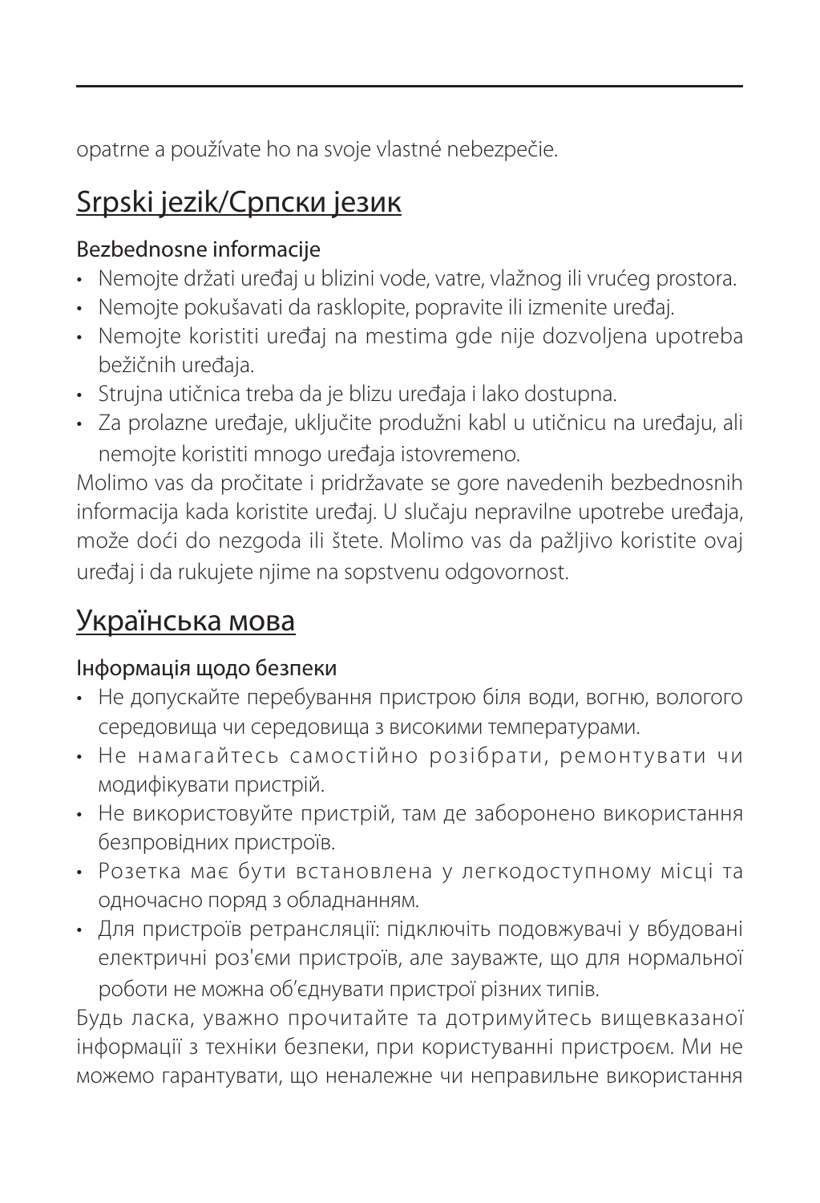opatrne a používate ho na svoje vlastné nebezpečie.

## Srpski jezik/Српски језик

### Bezbednosne informacije

- Nemojte držati uređaj u blizini vode, vatre, vlažnog ili vrućeg prostora.
- Nemojte pokušavati da rasklopite, popravite ili izmenite uređaj.
- Nemojte koristiti uređaj na mestima gde nije dozvoljena upotreba bežičnih uređaja.
- Strujna utičnica treba da je blizu uređaja i lako dostupna.
- Za prolazne uređaje, uključite produžni kabl u utičnicu na uređaju, ali nemojte koristiti mnogo uređaja istovremeno.

Molimo vas da pročitate i pridržavate se gore navedenih bezbednosnih informacija kada koristite uređaj. U slučaju nepravilne upotrebe uređaja, može doći do nezgoda ili štete. Molimo vas da pažljivo koristite ovaj uređaj i da rukujete njime na sopstvenu odgovornost.

## Українська мова

### Інформація щодо безпеки

- Не допускайте перебування пристрою біля води, вогню, вологого середовища чи середовища з високими температурами.
- Не намагайтесь самостійно розібрати, ремонтувати чи модифікувати пристрій.
- Не використовуйте пристрій, там де заборонено використання безпровідних пристроїв.
- Розетка має бути встановлена у легкодоступному місці та одночасно поряд з обладнанням.
- Для пристроїв ретрансляції: підключіть подовжувачі у вбудовані електричні роз'єми пристроїв, але зауважте, що для нормальної роботи не можна об'єднувати пристрої різних типів.

Будь ласка, уважно прочитайте та дотримуйтесь вищевказаної інформації з техніки безпеки, при користуванні пристроєм. Ми не можемо гарантувати, що неналежне чи неправильне використання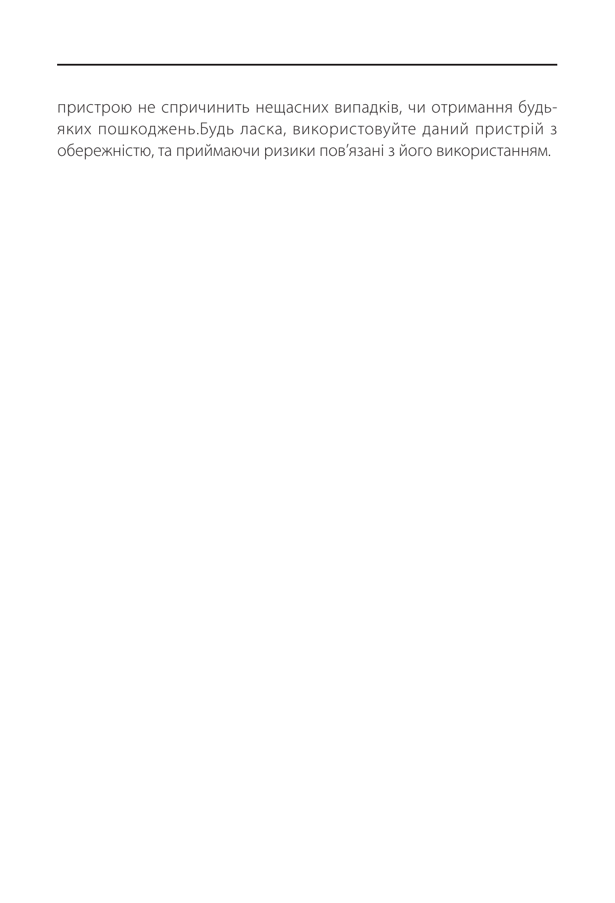пристрою не спричинить нещасних випадків, чи отримання будь-яких пошкоджень.Будь ласка, використовуйте даний пристрій з обережністю, та приймаючи ризики пов'язані з його використанням.